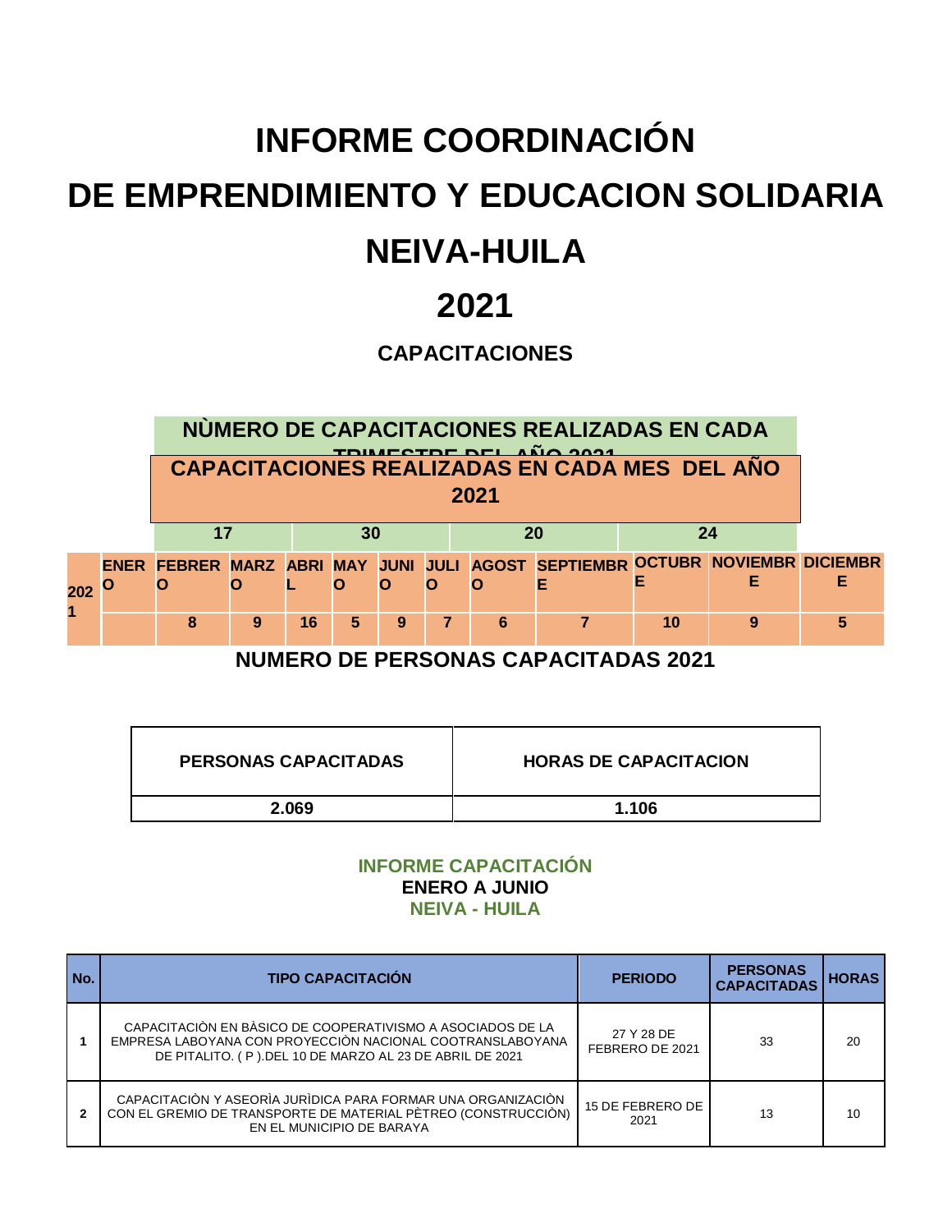# INFORME COORDINACIÓN

# DE EMPRENDIMIENTO Y EDUCACION SOLIDARIA

# NEIVA-HUILA

# 2021

## CAPACITACIONES

**NÙMERO DE CAPACITACIONES REALIZADAS EN CADA TRIMESTRE DEL AÑO 2021**

**CAPACITACIONES REALIZADAS EN CADA MES DEL AÑO 2021**

| | Trimestre 1 | | | Trimestre 2 | | | Trimestre 3 | | | Trimestre 4 | | |
|---|---|---|---|---|---|---|---|---|---|---|---|---|
| | 17 | | | 30 | | | 20 | | | 24 | | |
| 2021 | ENERO | FEBRERO | MARZO | ABRIL | MAYO | JUNIO | JULIO | AGOSTO | SEPTIEMBRE | OCTUBRE | NOVIEMBRE | DICIEMBRE |
| | | 8 | 9 | 16 | 5 | 9 | 7 | 6 | 7 | 10 | 9 | 5 |

**NUMERO DE PERSONAS CAPACITADAS 2021**

| PERSONAS CAPACITADAS | HORAS DE CAPACITACION |
|---|---|
| 2.069 | 1.106 |

**INFORME CAPACITACIÓN**
**ENERO A JUNIO**
**NEIVA - HUILA**

| No. | TIPO CAPACITACIÓN | PERIODO | PERSONAS CAPACITADAS | HORAS |
|---|---|---|---|---|
| 1 | CAPACITACIÒN EN BÀSICO DE COOPERATIVISMO A ASOCIADOS DE LA EMPRESA LABOYANA CON PROYECCIÒN NACIONAL COOTRANSLABOYANA DE PITALITO. ( P ).DEL 10 DE MARZO AL 23 DE ABRIL DE 2021 | 27 Y 28 DE FEBRERO DE 2021 | 33 | 20 |
| 2 | CAPACITACIÒN Y ASEORÌA JURÌDICA PARA FORMAR UNA ORGANIZACIÒN CON EL GREMIO DE TRANSPORTE DE MATERIAL PÈTREO (CONSTRUCCIÒN) EN EL MUNICIPIO DE BARAYA | 15 DE FEBRERO DE 2021 | 13 | 10 |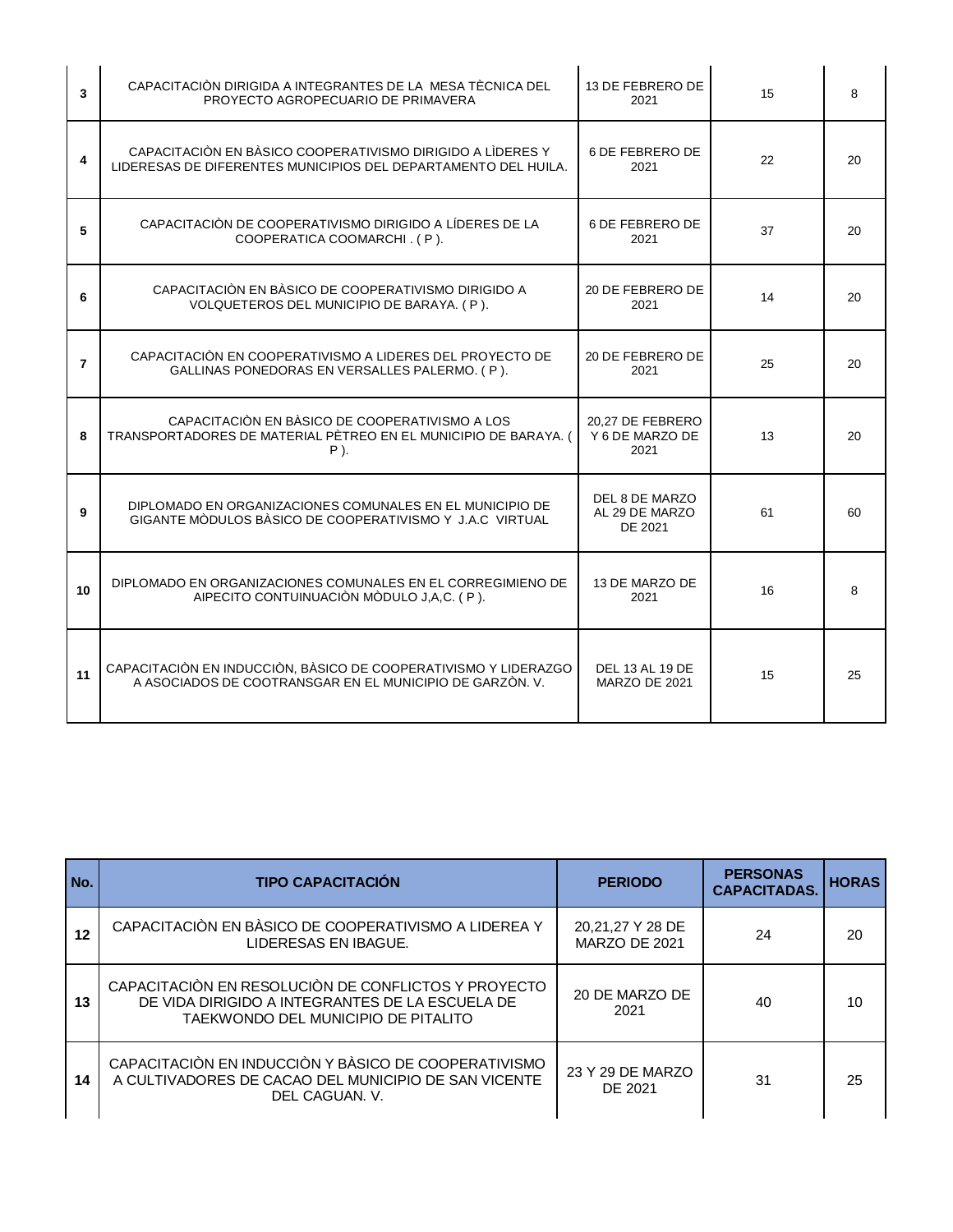| No. | TIPO CAPACITACIÓN | PERIODO | PERSONAS CAPACITADAS. | HORAS |
|---|---|---|---|---|
| 3 | CAPACITACIÒN DIRIGIDA A INTEGRANTES DE LA MESA TÈCNICA DEL PROYECTO AGROPECUARIO DE PRIMAVERA | 13 DE FEBRERO DE 2021 | 15 | 8 |
| 4 | CAPACITACIÒN EN BÀSICO COOPERATIVISMO DIRIGIDO A LÌDERES Y LIDERESAS DE DIFERENTES MUNICIPIOS DEL DEPARTAMENTO DEL HUILA. | 6 DE FEBRERO DE 2021 | 22 | 20 |
| 5 | CAPACITACIÒN DE COOPERATIVISMO DIRIGIDO A LÍDERES DE LA COOPERATICA COOMARCHI . ( P ). | 6 DE FEBRERO DE 2021 | 37 | 20 |
| 6 | CAPACITACIÒN EN BÀSICO DE COOPERATIVISMO DIRIGIDO A VOLQUETEROS DEL MUNICIPIO DE BARAYA. ( P ). | 20 DE FEBRERO DE 2021 | 14 | 20 |
| 7 | CAPACITACIÒN EN COOPERATIVISMO A LIDERES DEL PROYECTO DE GALLINAS PONEDORAS EN VERSALLES PALERMO. ( P ). | 20 DE FEBRERO DE 2021 | 25 | 20 |
| 8 | CAPACITACIÒN EN BÀSICO DE COOPERATIVISMO A LOS TRANSPORTADORES DE MATERIAL PÈTREO EN EL MUNICIPIO DE BARAYA. ( P ). | 20,27 DE FEBRERO Y 6 DE MARZO DE 2021 | 13 | 20 |
| 9 | DIPLOMADO EN ORGANIZACIONES COMUNALES EN EL MUNICIPIO DE GIGANTE MÒDULOS BÀSICO DE COOPERATIVISMO Y J.A.C VIRTUAL | DEL 8 DE MARZO AL 29 DE MARZO DE 2021 | 61 | 60 |
| 10 | DIPLOMADO EN ORGANIZACIONES COMUNALES EN EL CORREGIMIENO DE AIPECITO CONTUINUACIÒN MÒDULO J,A,C. ( P ). | 13 DE MARZO DE 2021 | 16 | 8 |
| 11 | CAPACITACIÒN EN INDUCCIÒN, BÀSICO DE COOPERATIVISMO Y LIDERAZGO A ASOCIADOS DE COOTRANSGAR EN EL MUNICIPIO DE GARZÒN. V. | DEL 13 AL 19 DE MARZO DE 2021 | 15 | 25 |
| 12 | CAPACITACIÒN EN BÀSICO DE COOPERATIVISMO A LIDEREA Y LIDERESAS EN IBAGUE. | 20,21,27 Y 28 DE MARZO DE 2021 | 24 | 20 |
| 13 | CAPACITACIÒN EN RESOLUCIÒN DE CONFLICTOS Y PROYECTO DE VIDA DIRIGIDO A INTEGRANTES DE LA ESCUELA DE TAEKWONDO DEL MUNICIPIO DE PITALITO | 20 DE MARZO DE 2021 | 40 | 10 |
| 14 | CAPACITACIÒN EN INDUCCIÒN Y BÀSICO DE COOPERATIVISMO A CULTIVADORES DE CACAO DEL MUNICIPIO DE SAN VICENTE DEL CAGUAN. V. | 23 Y 29 DE MARZO DE 2021 | 31 | 25 |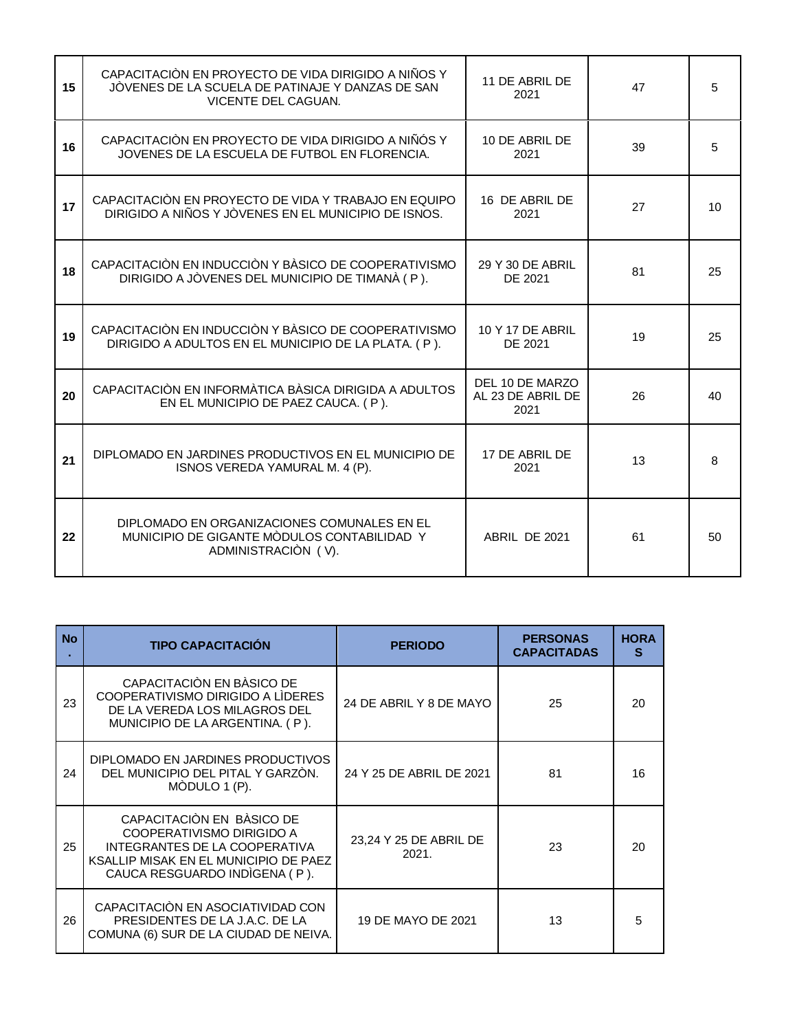| | | | | |
|---|---|---|---|---|
| **15** | CAPACITACIÒN EN PROYECTO DE VIDA DIRIGIDO A NIÑOS Y JÒVENES DE LA SCUELA DE PATINAJE Y DANZAS DE SAN VICENTE DEL CAGUAN. | 11 DE ABRIL DE 2021 | 47 | 5 |
| **16** | CAPACITACIÒN EN PROYECTO DE VIDA DIRIGIDO A NIÑÓS Y JOVENES DE LA ESCUELA DE FUTBOL EN FLORENCIA. | 10 DE ABRIL DE 2021 | 39 | 5 |
| **17** | CAPACITACIÒN EN PROYECTO DE VIDA Y TRABAJO EN EQUIPO DIRIGIDO A NIÑOS Y JÒVENES EN EL MUNICIPIO DE ISNOS. | 16 DE ABRIL DE 2021 | 27 | 10 |
| **18** | CAPACITACIÒN EN INDUCCIÒN Y BÀSICO DE COOPERATIVISMO DIRIGIDO A JÒVENES DEL MUNICIPIO DE TIMANÀ ( P ). | 29 Y 30 DE ABRIL DE 2021 | 81 | 25 |
| **19** | CAPACITACIÒN EN INDUCCIÒN Y BÀSICO DE COOPERATIVISMO DIRIGIDO A ADULTOS EN EL MUNICIPIO DE LA PLATA. ( P ). | 10 Y 17 DE ABRIL DE 2021 | 19 | 25 |
| **20** | CAPACITACIÒN EN INFORMÀTICA BÀSICA DIRIGIDA A ADULTOS EN EL MUNICIPIO DE PAEZ CAUCA. ( P ). | DEL 10 DE MARZO AL 23 DE ABRIL DE 2021 | 26 | 40 |
| **21** | DIPLOMADO EN JARDINES PRODUCTIVOS EN EL MUNICIPIO DE ISNOS VEREDA YAMURAL M. 4 (P). | 17 DE ABRIL DE 2021 | 13 | 8 |
| **22** | DIPLOMADO EN ORGANIZACIONES COMUNALES EN EL MUNICIPIO DE GIGANTE MÒDULOS CONTABILIDAD Y ADMINISTRACIÒN ( V). | ABRIL DE 2021 | 61 | 50 |

| No. | TIPO CAPACITACIÓN | PERIODO | PERSONAS CAPACITADAS | HORAS |
|---|---|---|---|---|
| 23 | CAPACITACIÒN EN BÀSICO DE COOPERATIVISMO DIRIGIDO A LÌDERES DE LA VEREDA LOS MILAGROS DEL MUNICIPIO DE LA ARGENTINA. ( P ). | 24 DE ABRIL Y 8 DE MAYO | 25 | 20 |
| 24 | DIPLOMADO EN JARDINES PRODUCTIVOS DEL MUNICIPIO DEL PITAL Y GARZÒN. MÒDULO 1 (P). | 24 Y 25 DE ABRIL DE 2021 | 81 | 16 |
| 25 | CAPACITACIÒN EN BÀSICO DE COOPERATIVISMO DIRIGIDO A INTEGRANTES DE LA COOPERATIVA KSALLIP MISAK EN EL MUNICIPIO DE PAEZ CAUCA RESGUARDO INDÌGENA ( P ). | 23,24 Y 25 DE ABRIL DE 2021. | 23 | 20 |
| 26 | CAPACITACIÒN EN ASOCIATIVIDAD CON PRESIDENTES DE LA J.A.C. DE LA COMUNA (6) SUR DE LA CIUDAD DE NEIVA. | 19 DE MAYO DE 2021 | 13 | 5 |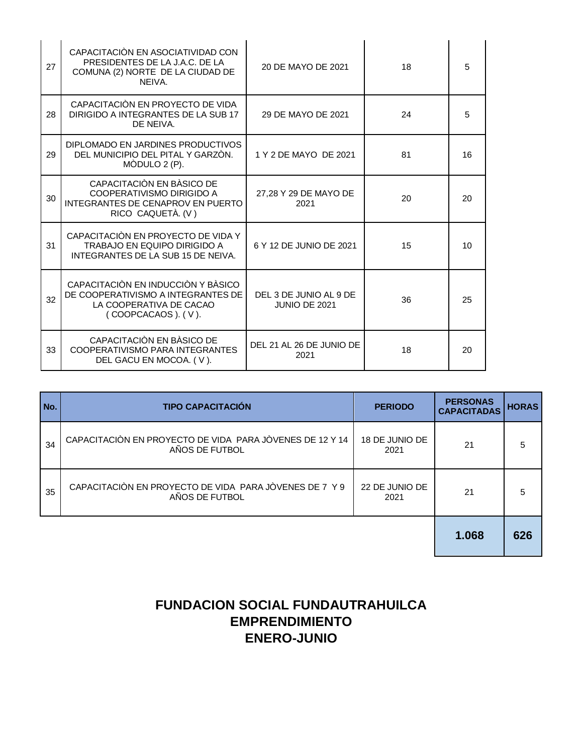| No. | TIPO CAPACITACIÓN | PERIODO | PERSONAS CAPACITADAS | HORAS |
|---|---|---|---|---|
| 27 | CAPACITACIÒN EN ASOCIATIVIDAD CON PRESIDENTES DE LA J.A.C. DE LA COMUNA (2) NORTE DE LA CIUDAD DE NEIVA. | 20 DE MAYO DE 2021 | 18 | 5 |
| 28 | CAPACITACIÒN EN PROYECTO DE VIDA DIRIGIDO A INTEGRANTES DE LA SUB 17 DE NEIVA. | 29 DE MAYO DE 2021 | 24 | 5 |
| 29 | DIPLOMADO EN JARDINES PRODUCTIVOS DEL MUNICIPIO DEL PITAL Y GARZÒN. MÒDULO 2 (P). | 1 Y 2 DE MAYO DE 2021 | 81 | 16 |
| 30 | CAPACITACIÒN EN BÀSICO DE COOPERATIVISMO DIRIGIDO A INTEGRANTES DE CENAPROV EN PUERTO RICO CAQUETÀ. (V) | 27,28 Y 29 DE MAYO DE 2021 | 20 | 20 |
| 31 | CAPACITACIÒN EN PROYECTO DE VIDA Y TRABAJO EN EQUIPO DIRIGIDO A INTEGRANTES DE LA SUB 15 DE NEIVA. | 6 Y 12 DE JUNIO DE 2021 | 15 | 10 |
| 32 | CAPACITACIÒN EN INDUCCIÒN Y BÀSICO DE COOPERATIVISMO A INTEGRANTES DE LA COOPERATIVA DE CACAO ( COOPCACAOS ). ( V ). | DEL 3 DE JUNIO AL 9 DE JUNIO DE 2021 | 36 | 25 |
| 33 | CAPACITACIÒN EN BÀSICO DE COOPERATIVISMO PARA INTEGRANTES DEL GACU EN MOCOA. ( V ). | DEL 21 AL 26 DE JUNIO DE 2021 | 18 | 20 |
| 34 | CAPACITACIÒN EN PROYECTO DE VIDA PARA JÒVENES DE 12 Y 14 AÑOS DE FUTBOL | 18 DE JUNIO DE 2021 | 21 | 5 |
| 35 | CAPACITACIÒN EN PROYECTO DE VIDA PARA JÒVENES DE 7 Y 9 AÑOS DE FUTBOL | 22 DE JUNIO DE 2021 | 21 | 5 |
| | | | **1.068** | **626** |

## FUNDACION SOCIAL FUNDAUTRAHUILCA
## EMPRENDIMIENTO
## ENERO-JUNIO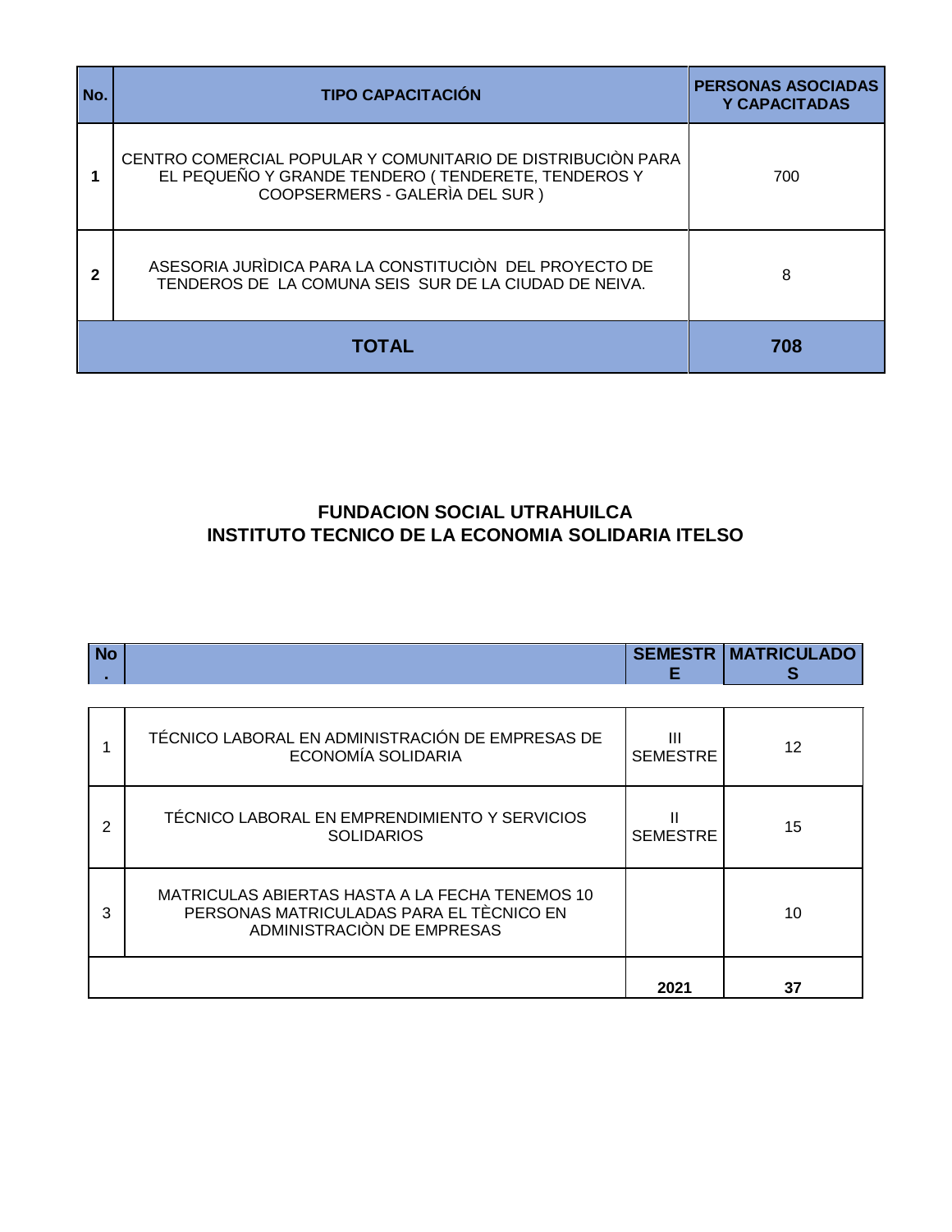| No. | TIPO CAPACITACIÓN | PERSONAS ASOCIADAS Y CAPACITADAS |
|---|---|---|
| **1** | CENTRO COMERCIAL POPULAR Y COMUNITARIO DE DISTRIBUCIÒN PARA EL PEQUEÑO Y GRANDE TENDERO ( TENDERETE, TENDEROS Y COOPSERMERS - GALERÌA DEL SUR ) | 700 |
| **2** | ASESORIA JURÌDICA PARA LA CONSTITUCIÒN DEL PROYECTO DE TENDEROS DE LA COMUNA SEIS SUR DE LA CIUDAD DE NEIVA. | 8 |
| **TOTAL** | | **708** |

## FUNDACION SOCIAL UTRAHUILCA
## INSTITUTO TECNICO DE LA ECONOMIA SOLIDARIA ITELSO

| No. | | SEMESTRE | MATRICULADOS |
|---|---|---|---|
| 1 | TÉCNICO LABORAL EN ADMINISTRACIÓN DE EMPRESAS DE ECONOMÍA SOLIDARIA | III SEMESTRE | 12 |
| 2 | TÉCNICO LABORAL EN EMPRENDIMIENTO Y SERVICIOS SOLIDARIOS | II SEMESTRE | 15 |
| 3 | MATRICULAS ABIERTAS HASTA A LA FECHA TENEMOS 10 PERSONAS MATRICULADAS PARA EL TÈCNICO EN ADMINISTRACIÒN DE EMPRESAS | | 10 |
| | | **2021** | **37** |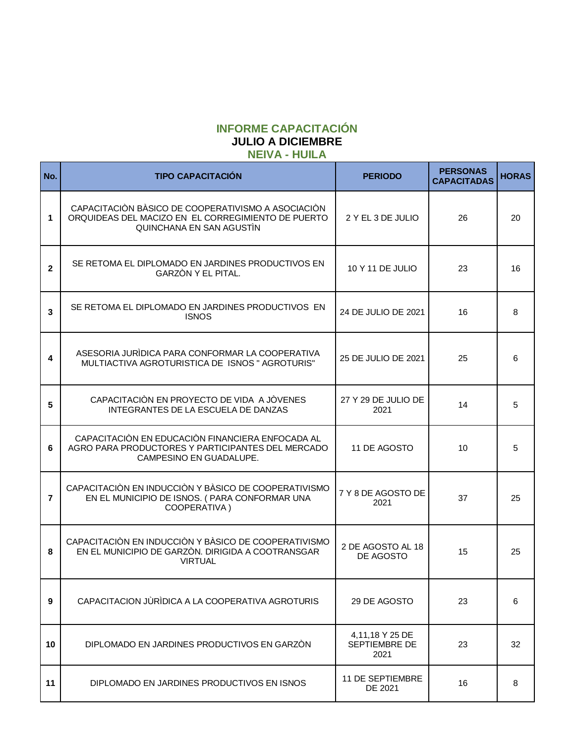# INFORME CAPACITACIÓN
## JULIO A DICIEMBRE
## NEIVA - HUILA

| No. | TIPO CAPACITACIÓN | PERIODO | PERSONAS CAPACITADAS | HORAS |
|---|---|---|---|---|
| 1 | CAPACITACIÒN BÀSICO DE COOPERATIVISMO A ASOCIACIÒN ORQUIDEAS DEL MACIZO EN EL CORREGIMIENTO DE PUERTO QUINCHANA EN SAN AGUSTÌN | 2 Y EL 3 DE JULIO | 26 | 20 |
| 2 | SE RETOMA EL DIPLOMADO EN JARDINES PRODUCTIVOS EN GARZÒN Y EL PITAL. | 10 Y 11 DE JULIO | 23 | 16 |
| 3 | SE RETOMA EL DIPLOMADO EN JARDINES PRODUCTIVOS EN ISNOS | 24 DE JULIO DE 2021 | 16 | 8 |
| 4 | ASESORIA JURÌDICA PARA CONFORMAR LA COOPERATIVA MULTIACTIVA AGROTURISTICA DE ISNOS " AGROTURIS" | 25 DE JULIO DE 2021 | 25 | 6 |
| 5 | CAPACITACIÒN EN PROYECTO DE VIDA A JÒVENES INTEGRANTES DE LA ESCUELA DE DANZAS | 27 Y 29 DE JULIO DE 2021 | 14 | 5 |
| 6 | CAPACITACIÒN EN EDUCACIÒN FINANCIERA ENFOCADA AL AGRO PARA PRODUCTORES Y PARTICIPANTES DEL MERCADO CAMPESINO EN GUADALUPE. | 11 DE AGOSTO | 10 | 5 |
| 7 | CAPACITACIÒN EN INDUCCIÒN Y BÀSICO DE COOPERATIVISMO EN EL MUNICIPIO DE ISNOS. ( PARA CONFORMAR UNA COOPERATIVA ) | 7 Y 8 DE AGOSTO DE 2021 | 37 | 25 |
| 8 | CAPACITACIÒN EN INDUCCIÒN Y BÀSICO DE COOPERATIVISMO EN EL MUNICIPIO DE GARZÒN. DIRIGIDA A COOTRANSGAR VIRTUAL | 2 DE AGOSTO AL 18 DE AGOSTO | 15 | 25 |
| 9 | CAPACITACION JÙRÌDICA A LA COOPERATIVA AGROTURIS | 29 DE AGOSTO | 23 | 6 |
| 10 | DIPLOMADO EN JARDINES PRODUCTIVOS EN GARZÒN | 4,11,18 Y 25 DE SEPTIEMBRE DE 2021 | 23 | 32 |
| 11 | DIPLOMADO EN JARDINES PRODUCTIVOS EN ISNOS | 11 DE SEPTIEMBRE DE 2021 | 16 | 8 |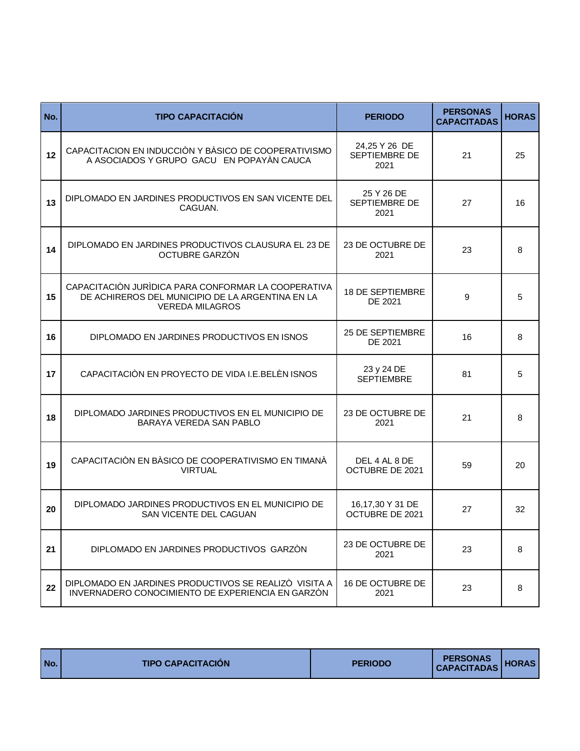| No. | TIPO CAPACITACIÓN | PERIODO | PERSONAS CAPACITADAS | HORAS |
|---|---|---|---|---|
| 12 | CAPACITACION EN INDUCCIÒN Y BÀSICO DE COOPERATIVISMO A ASOCIADOS Y GRUPO GACU EN POPAYÀN CAUCA | 24,25 Y 26 DE SEPTIEMBRE DE 2021 | 21 | 25 |
| 13 | DIPLOMADO EN JARDINES PRODUCTIVOS EN SAN VICENTE DEL CAGUAN. | 25 Y 26 DE SEPTIEMBRE DE 2021 | 27 | 16 |
| 14 | DIPLOMADO EN JARDINES PRODUCTIVOS CLAUSURA EL 23 DE OCTUBRE GARZÒN | 23 DE OCTUBRE DE 2021 | 23 | 8 |
| 15 | CAPACITACIÒN JURÌDICA PARA CONFORMAR LA COOPERATIVA DE ACHIREROS DEL MUNICIPIO DE LA ARGENTINA EN LA VEREDA MILAGROS | 18 DE SEPTIEMBRE DE 2021 | 9 | 5 |
| 16 | DIPLOMADO EN JARDINES PRODUCTIVOS EN ISNOS | 25 DE SEPTIEMBRE DE 2021 | 16 | 8 |
| 17 | CAPACITACIÒN EN PROYECTO DE VIDA I.E.BELÈN ISNOS | 23 y 24 DE SEPTIEMBRE | 81 | 5 |
| 18 | DIPLOMADO JARDINES PRODUCTIVOS EN EL MUNICIPIO DE BARAYA VEREDA SAN PABLO | 23 DE OCTUBRE DE 2021 | 21 | 8 |
| 19 | CAPACITACIÒN EN BÀSICO DE COOPERATIVISMO EN TIMANÀ VIRTUAL | DEL 4 AL 8 DE OCTUBRE DE 2021 | 59 | 20 |
| 20 | DIPLOMADO JARDINES PRODUCTIVOS EN EL MUNICIPIO DE SAN VICENTE DEL CAGUAN | 16,17,30 Y 31 DE OCTUBRE DE 2021 | 27 | 32 |
| 21 | DIPLOMADO EN JARDINES PRODUCTIVOS GARZÒN | 23 DE OCTUBRE DE 2021 | 23 | 8 |
| 22 | DIPLOMADO EN JARDINES PRODUCTIVOS SE REALIZÒ VISITA A INVERNADERO CONOCIMIENTO DE EXPERIENCIA EN GARZÒN | 16 DE OCTUBRE DE 2021 | 23 | 8 |

| No. | TIPO CAPACITACIÓN | PERIODO | PERSONAS CAPACITADAS | HORAS |
|---|---|---|---|---|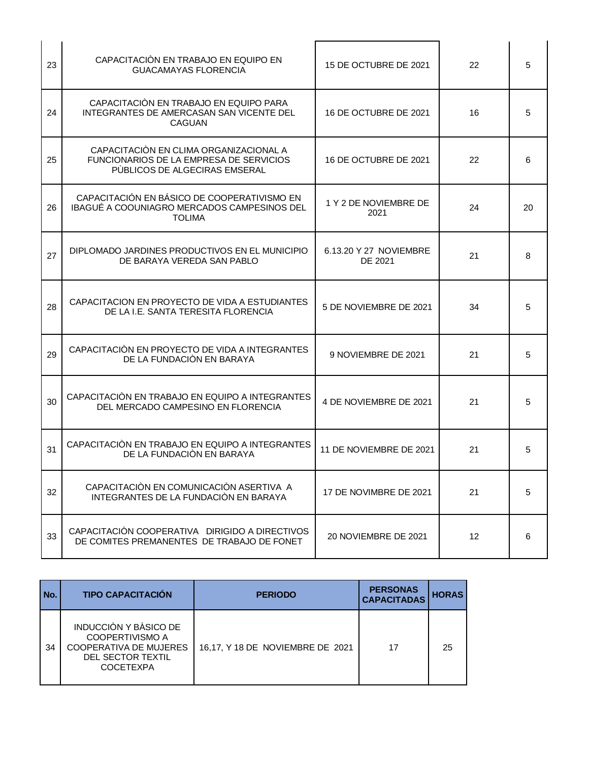| | | | | |
|---|---|---|---|---|
| 23 | CAPACITACIÒN EN TRABAJO EN EQUIPO EN GUACAMAYAS FLORENCIA | 15 DE OCTUBRE DE 2021 | 22 | 5 |
| 24 | CAPACITACIÒN EN TRABAJO EN EQUIPO PARA INTEGRANTES DE AMERCASAN SAN VICENTE DEL CAGUAN | 16 DE OCTUBRE DE 2021 | 16 | 5 |
| 25 | CAPACITACIÒN EN CLIMA ORGANIZACIONAL A FUNCIONARIOS DE LA EMPRESA DE SERVICIOS PÙBLICOS DE ALGECIRAS EMSERAL | 16 DE OCTUBRE DE 2021 | 22 | 6 |
| 26 | CAPACITACIÓN EN BÁSICO DE COOPERATIVISMO EN IBAGUÉ A COOUNIAGRO MERCADOS CAMPESINOS DEL TOLIMA | 1 Y 2 DE NOVIEMBRE DE 2021 | 24 | 20 |
| 27 | DIPLOMADO JARDINES PRODUCTIVOS EN EL MUNICIPIO DE BARAYA VEREDA SAN PABLO | 6.13.20 Y 27 NOVIEMBRE DE 2021 | 21 | 8 |
| 28 | CAPACITACION EN PROYECTO DE VIDA A ESTUDIANTES DE LA I.E. SANTA TERESITA FLORENCIA | 5 DE NOVIEMBRE DE 2021 | 34 | 5 |
| 29 | CAPACITACIÒN EN PROYECTO DE VIDA A INTEGRANTES DE LA FUNDACIÒN EN BARAYA | 9 NOVIEMBRE DE 2021 | 21 | 5 |
| 30 | CAPACITACIÒN EN TRABAJO EN EQUIPO A INTEGRANTES DEL MERCADO CAMPESINO EN FLORENCIA | 4 DE NOVIEMBRE DE 2021 | 21 | 5 |
| 31 | CAPACITACIÒN EN TRABAJO EN EQUIPO A INTEGRANTES DE LA FUNDACIÒN EN BARAYA | 11 DE NOVIEMBRE DE 2021 | 21 | 5 |
| 32 | CAPACITACIÒN EN COMUNICACIÒN ASERTIVA A INTEGRANTES DE LA FUNDACIÒN EN BARAYA | 17 DE NOVIMBRE DE 2021 | 21 | 5 |
| 33 | CAPACITACIÒN COOPERATIVA DIRIGIDO A DIRECTIVOS DE COMITES PREMANENTES DE TRABAJO DE FONET | 20 NOVIEMBRE DE 2021 | 12 | 6 |

| No. | TIPO CAPACITACIÓN | PERIODO | PERSONAS CAPACITADAS | HORAS |
|---|---|---|---|---|
| 34 | INDUCCIÒN Y BÀSICO DE COOPERTIVISMO A COOPERATIVA DE MUJERES DEL SECTOR TEXTIL COCETEXPA | 16,17, Y 18 DE NOVIEMBRE DE 2021 | 17 | 25 |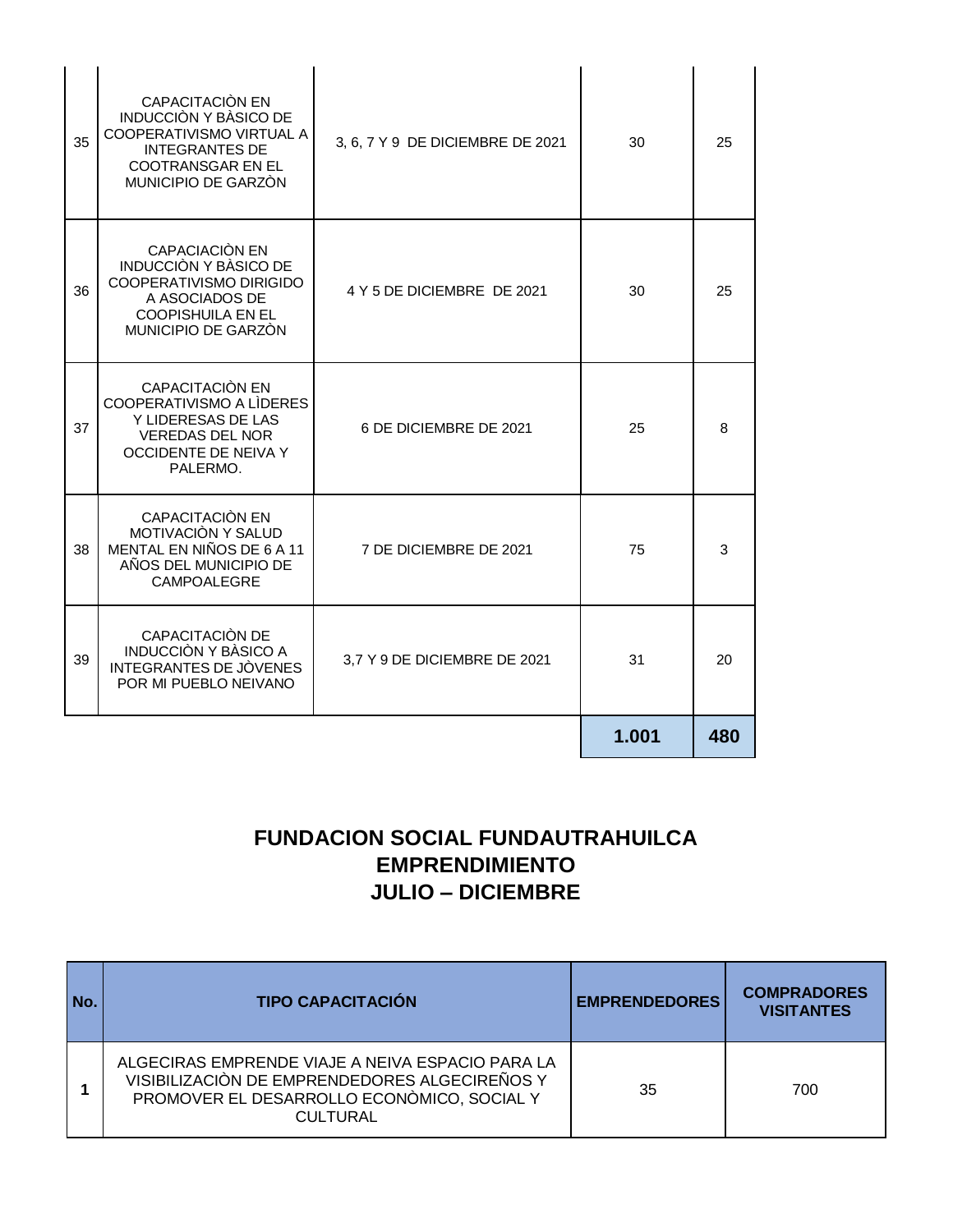| | | | | |
|---|---|---|---|---|
| 35 | CAPACITACIÒN EN INDUCCIÒN Y BÀSICO DE COOPERATIVISMO VIRTUAL A INTEGRANTES DE COOTRANSGAR EN EL MUNICIPIO DE GARZÒN | 3, 6, 7 Y 9 DE DICIEMBRE DE 2021 | 30 | 25 |
| 36 | CAPACIACIÒN EN INDUCCIÒN Y BÀSICO DE COOPERATIVISMO DIRIGIDO A ASOCIADOS DE COOPISHUILA EN EL MUNICIPIO DE GARZÒN | 4 Y 5 DE DICIEMBRE DE 2021 | 30 | 25 |
| 37 | CAPACITACIÒN EN COOPERATIVISMO A LÌDERES Y LIDERESAS DE LAS VEREDAS DEL NOR OCCIDENTE DE NEIVA Y PALERMO. | 6 DE DICIEMBRE DE 2021 | 25 | 8 |
| 38 | CAPACITACIÒN EN MOTIVACIÒN Y SALUD MENTAL EN NIÑOS DE 6 A 11 AÑOS DEL MUNICIPIO DE CAMPOALEGRE | 7 DE DICIEMBRE DE 2021 | 75 | 3 |
| 39 | CAPACITACIÒN DE INDUCCIÒN Y BÀSICO A INTEGRANTES DE JÒVENES POR MI PUEBLO NEIVANO | 3,7 Y 9 DE DICIEMBRE DE 2021 | 31 | 20 |
| | | | **1.001** | **480** |

## FUNDACION SOCIAL FUNDAUTRAHUILCA
## EMPRENDIMIENTO
## JULIO – DICIEMBRE

| No. | TIPO CAPACITACIÓN | EMPRENDEDORES | COMPRADORES VISITANTES |
|---|---|---|---|
| **1** | ALGECIRAS EMPRENDE VIAJE A NEIVA ESPACIO PARA LA VISIBILIZACIÒN DE EMPRENDEDORES ALGECIREÑOS Y PROMOVER EL DESARROLLO ECONÒMICO, SOCIAL Y CULTURAL | 35 | 700 |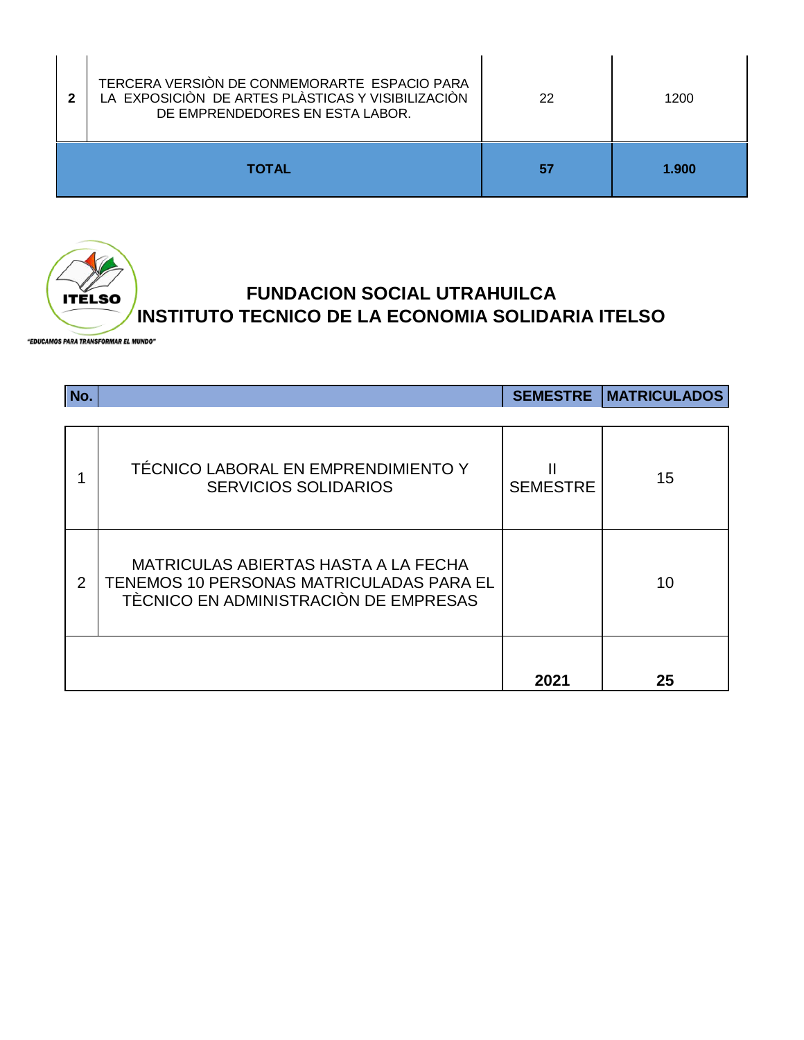| 2 | TERCERA VERSIÒN DE CONMEMORARTE ESPACIO PARA LA EXPOSICIÒN DE ARTES PLÀSTICAS Y VISIBILIZACIÒN DE EMPRENDEDORES EN ESTA LABOR. | 22 | 1200 |
|---|---|---|---|
| **TOTAL** | | **57** | **1.900** |

ITELSO

"EDUCAMOS PARA TRANSFORMAR EL MUNDO"

## FUNDACION SOCIAL UTRAHUILCA
## INSTITUTO TECNICO DE LA ECONOMIA SOLIDARIA ITELSO

| No. | | SEMESTRE | MATRICULADOS |
|---|---|---|---|
| 1 | TÉCNICO LABORAL EN EMPRENDIMIENTO Y SERVICIOS SOLIDARIOS | II SEMESTRE | 15 |
| 2 | MATRICULAS ABIERTAS HASTA A LA FECHA TENEMOS 10 PERSONAS MATRICULADAS PARA EL TÈCNICO EN ADMINISTRACIÒN DE EMPRESAS | | 10 |
| | | **2021** | **25** |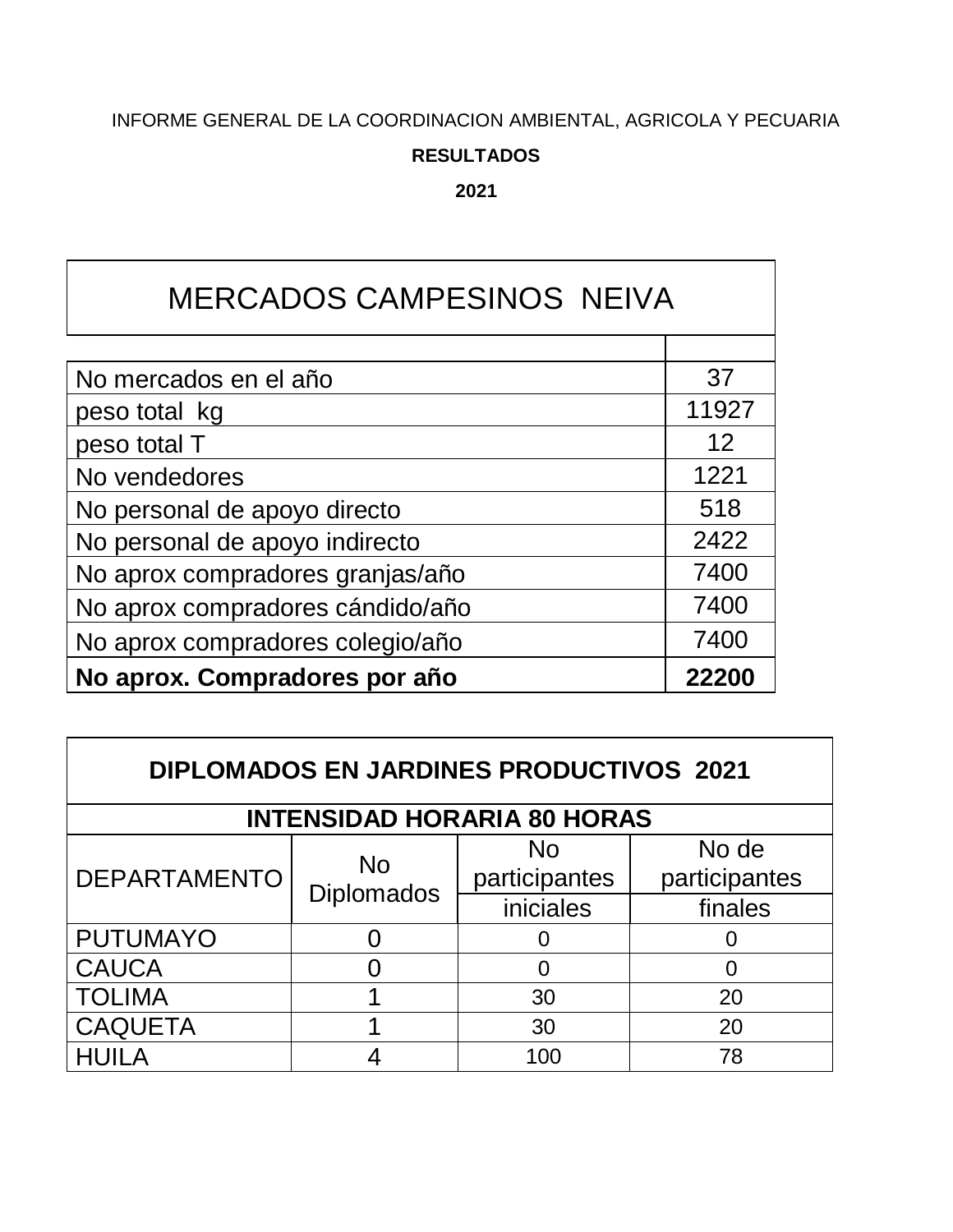INFORME GENERAL DE LA COORDINACION AMBIENTAL, AGRICOLA Y PECUARIA

**RESULTADOS**

**2021**

| MERCADOS CAMPESINOS NEIVA | |
|---|---|
| | |
| No mercados en el año | 37 |
| peso total kg | 11927 |
| peso total T | 12 |
| No vendedores | 1221 |
| No personal de apoyo directo | 518 |
| No personal de apoyo indirecto | 2422 |
| No aprox compradores granjas/año | 7400 |
| No aprox compradores cándido/año | 7400 |
| No aprox compradores colegio/año | 7400 |
| **No aprox. Compradores por año** | **22200** |

| **DIPLOMADOS EN JARDINES PRODUCTIVOS 2021** | | | |
|---|---|---|---|
| **INTENSIDAD HORARIA 80 HORAS** | | | |
| DEPARTAMENTO | No Diplomados | No participantes iniciales | No de participantes finales |
| PUTUMAYO | 0 | 0 | 0 |
| CAUCA | 0 | 0 | 0 |
| TOLIMA | 1 | 30 | 20 |
| CAQUETA | 1 | 30 | 20 |
| HUILA | 4 | 100 | 78 |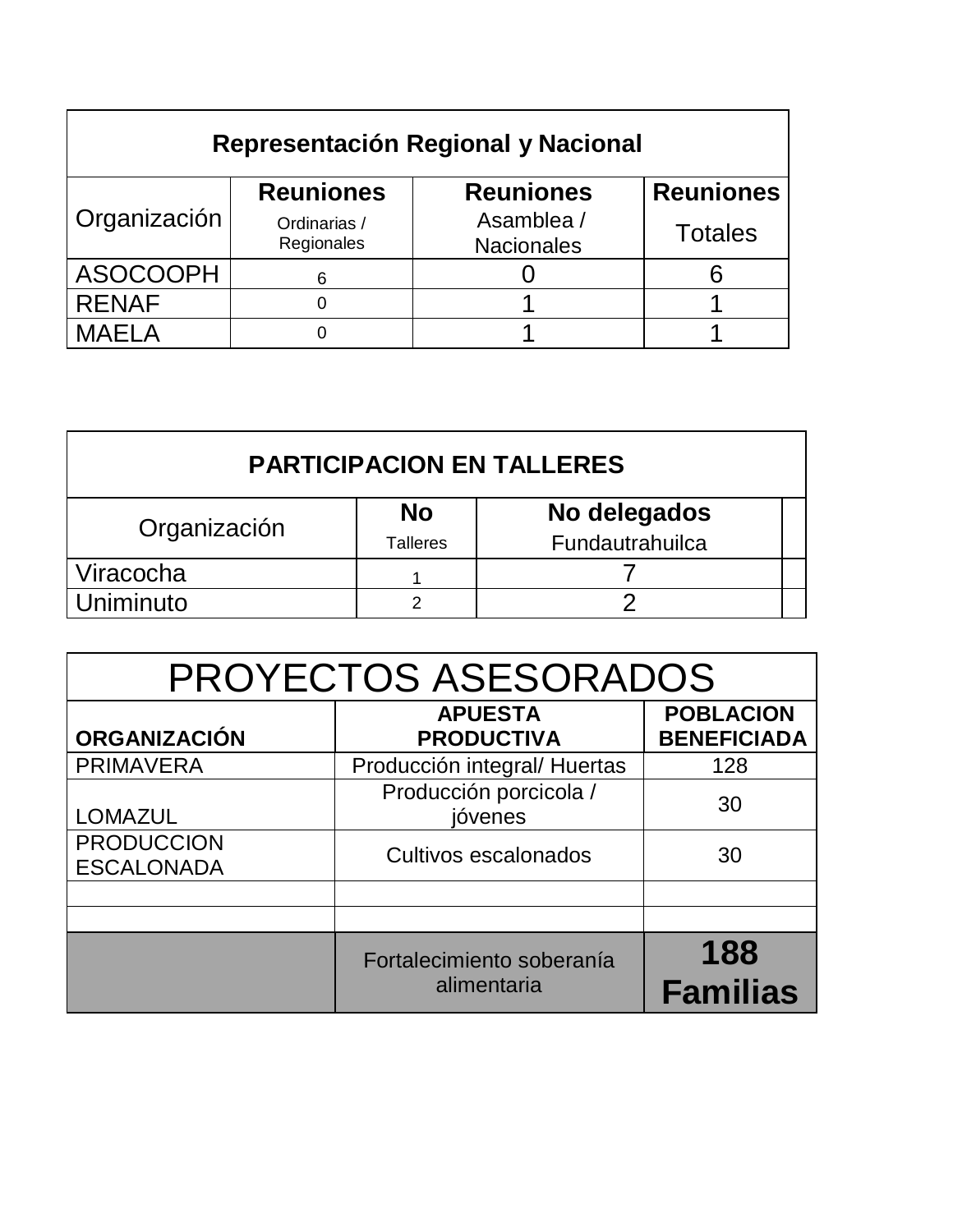| Representación Regional y Nacional | | | |
|---|---|---|---|
| Organización | **Reuniones** Ordinarias / Regionales | **Reuniones** Asamblea / Nacionales | **Reuniones** Totales |
| ASOCOOPH | 6 | 0 | 6 |
| RENAF | 0 | 1 | 1 |
| MAELA | 0 | 1 | 1 |

| PARTICIPACION EN TALLERES | | | |
|---|---|---|---|
| Organización | **No** Talleres | **No delegados** Fundautrahuilca | |
| Viracocha | 1 | 7 | |
| Uniminuto | 2 | 2 | |

| PROYECTOS ASESORADOS | | |
|---|---|---|
| **ORGANIZACIÓN** | **APUESTA PRODUCTIVA** | **POBLACION BENEFICIADA** |
| PRIMAVERA | Producción integral/ Huertas | 128 |
| LOMAZUL | Producción porcicola / jóvenes | 30 |
| PRODUCCION ESCALONADA | Cultivos escalonados | 30 |
| | | |
| | | |
| | Fortalecimiento soberanía alimentaria | **188 Familias** |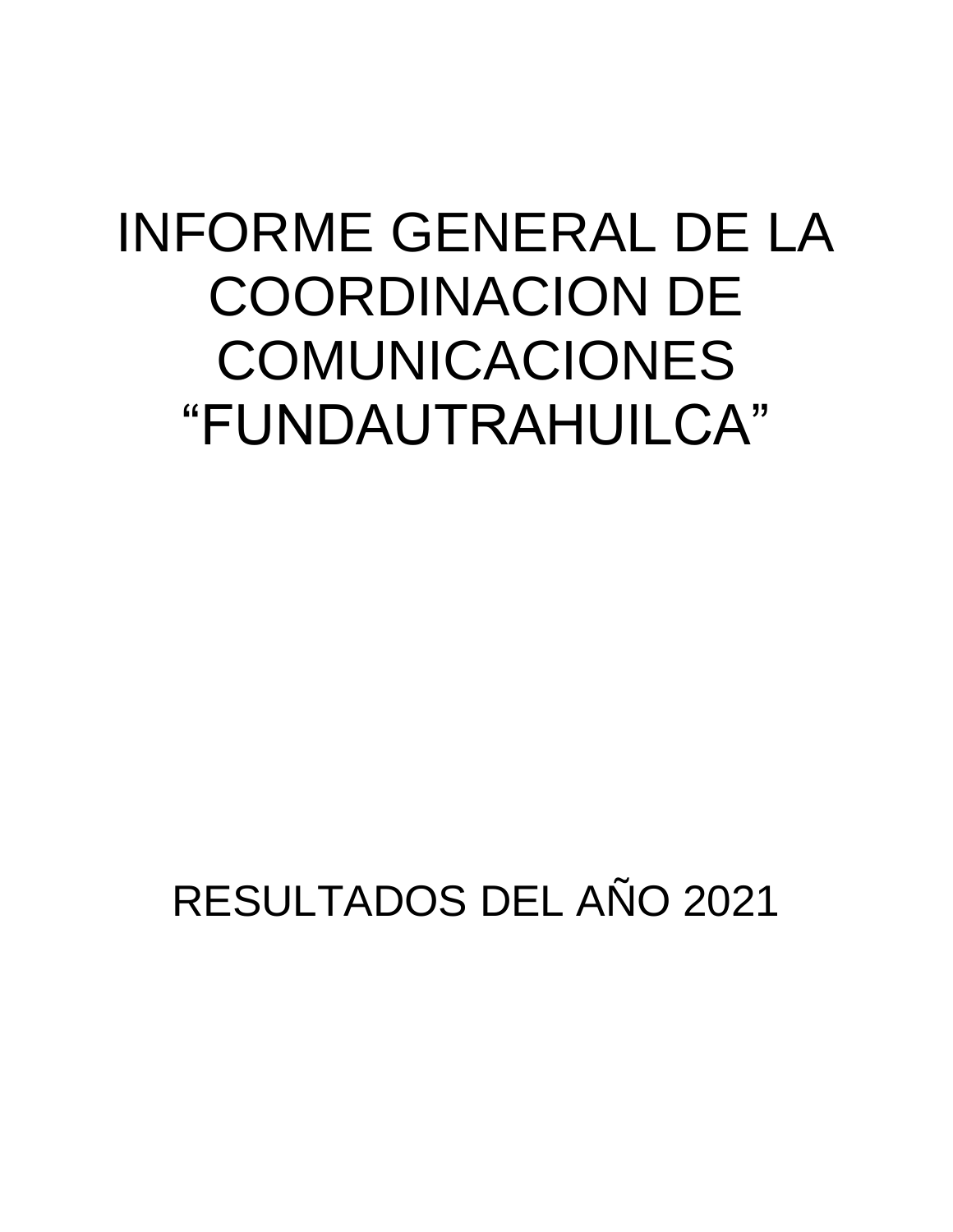# INFORME GENERAL DE LA COORDINACION DE COMUNICACIONES "FUNDAUTRAHUILCA"

RESULTADOS DEL AÑO 2021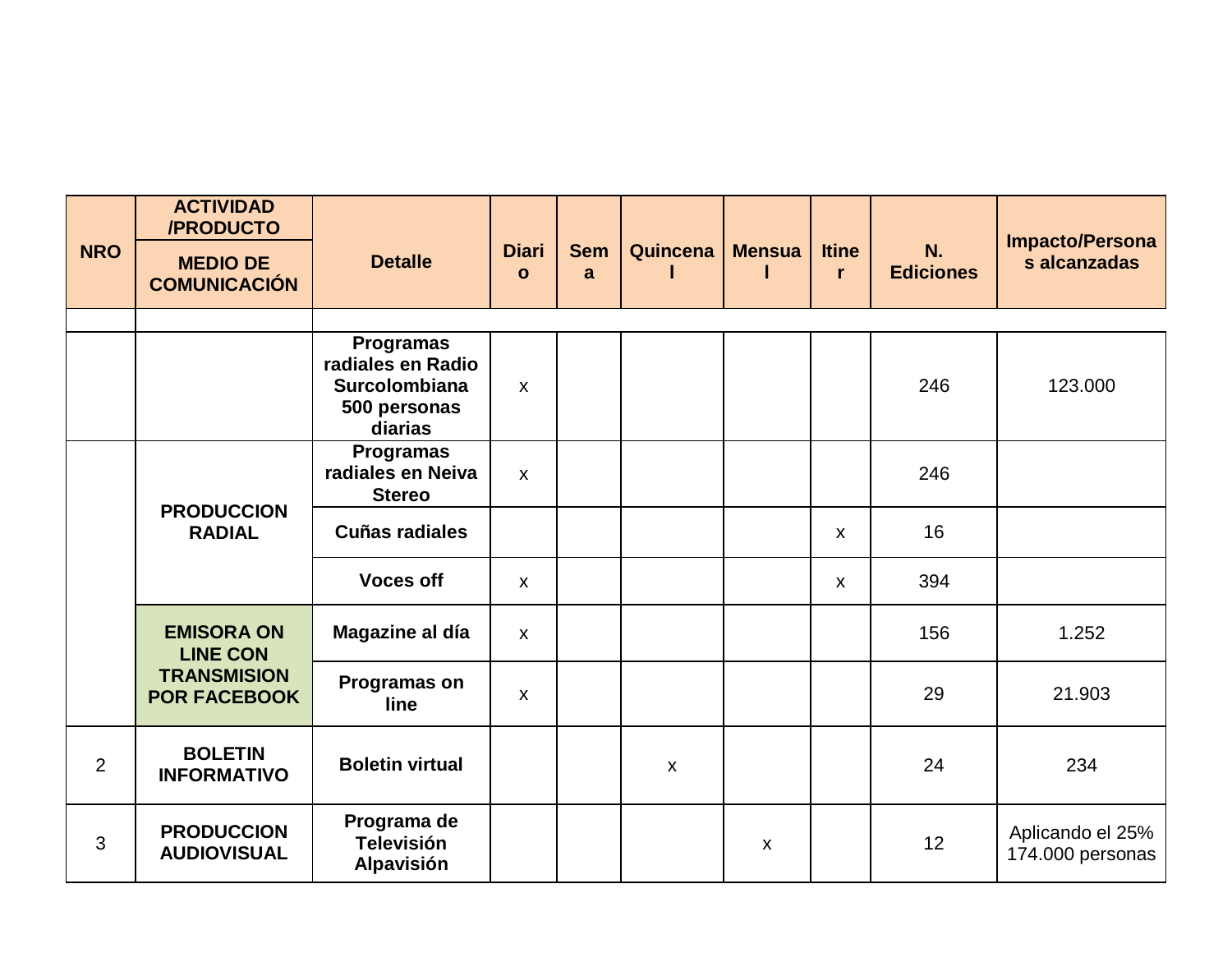| NRO | ACTIVIDAD /PRODUCTO<br>MEDIO DE COMUNICACIÓN | Detalle | Diario | Sema | Quincenal | Mensual | Itiner | N. Ediciones | Impacto/Personas alcanzadas |
|---|---|---|---|---|---|---|---|---|---|
| | | | | | | | | | |
| | | Programas radiales en Radio Surcolombiana 500 personas diarias | x | | | | | 246 | 123.000 |
| | PRODUCCION RADIAL | Programas radiales en Neiva Stereo | x | | | | | 246 | |
| | | Cuñas radiales | | | | | x | 16 | |
| | | Voces off | x | | | | x | 394 | |
| | EMISORA ON LINE CON TRANSMISION POR FACEBOOK | Magazine al día | x | | | | | 156 | 1.252 |
| | | Programas on line | x | | | | | 29 | 21.903 |
| 2 | BOLETIN INFORMATIVO | Boletin virtual | | | x | | | 24 | 234 |
| 3 | PRODUCCION AUDIOVISUAL | Programa de Televisión Alpavisión | | | | x | | 12 | Aplicando el 25% 174.000 personas |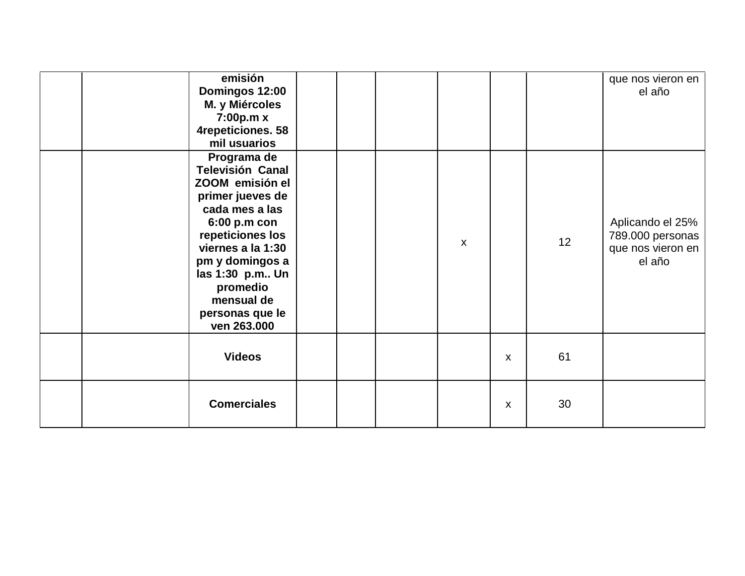|  |  |  |  |  |  |  |  |  |  |
|---|---|---|---|---|---|---|---|---|---|
|  |  | **emisión Domingos 12:00 M. y Miércoles 7:00p.m x 4repeticiones. 58 mil usuarios** |  |  |  |  |  |  | que nos vieron en el año |
|  |  | **Programa de Televisión Canal ZOOM emisión el primer jueves de cada mes a las 6:00 p.m con repeticiones los viernes a la 1:30 pm y domingos a las 1:30 p.m.. Un promedio mensual de personas que le ven 263.000** |  |  |  | x |  | 12 | Aplicando el 25% 789.000 personas que nos vieron en el año |
|  |  | **Videos** |  |  |  |  | x | 61 |  |
|  |  | **Comerciales** |  |  |  |  | x | 30 |  |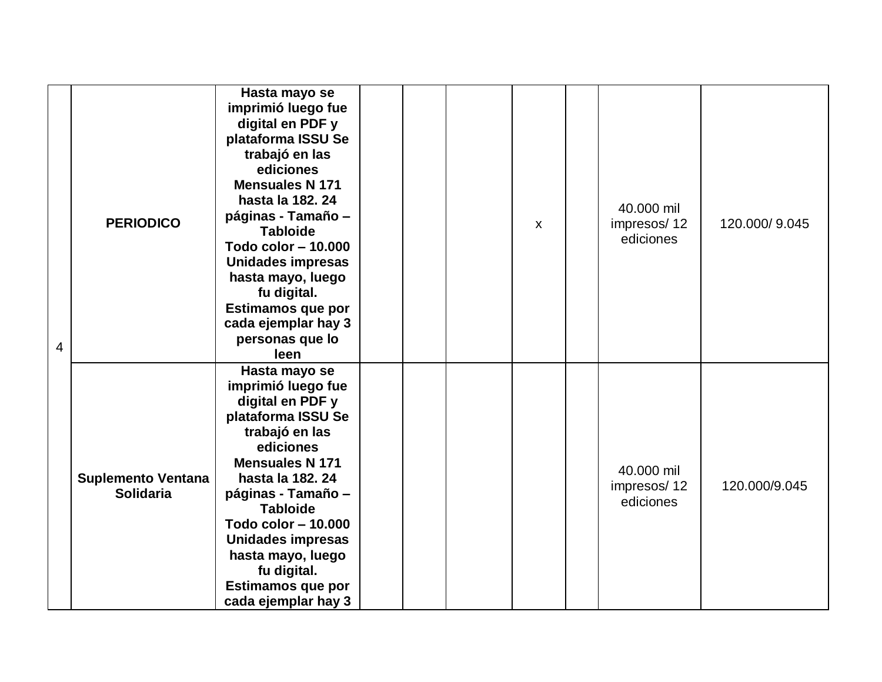| | | | | | | | | | |
|---|---|---|---|---|---|---|---|---|---|
| 4 | **PERIODICO** | **Hasta mayo se imprimió luego fue digital en PDF y plataforma ISSU Se trabajó en las ediciones Mensuales N 171 hasta la 182. 24 páginas - Tamaño – Tabloide Todo color – 10.000 Unidades impresas hasta mayo, luego fu digital. Estimamos que por cada ejemplar hay 3 personas que lo leen** | | | | x | | 40.000 mil impresos/ 12 ediciones | 120.000/ 9.045 |
| | **Suplemento Ventana Solidaria** | **Hasta mayo se imprimió luego fue digital en PDF y plataforma ISSU Se trabajó en las ediciones Mensuales N 171 hasta la 182. 24 páginas - Tamaño – Tabloide Todo color – 10.000 Unidades impresas hasta mayo, luego fu digital. Estimamos que por cada ejemplar hay 3** | | | | | | 40.000 mil impresos/ 12 ediciones | 120.000/9.045 |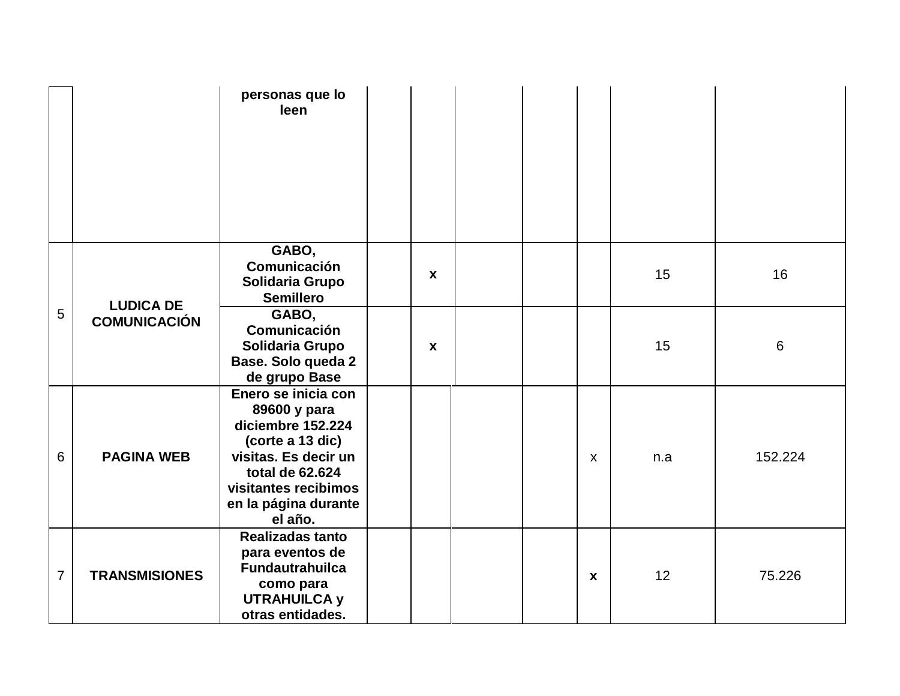| | | | | | | | | | |
|---|---|---|---|---|---|---|---|---|---|
| | | **personas que lo leen** | | | | | | | |
| 5 | **LUDICA DE COMUNICACIÓN** | **GABO, Comunicación Solidaria Grupo Semillero** | | **x** | | | | 15 | 16 |
| | | **GABO, Comunicación Solidaria Grupo Base. Solo queda 2 de grupo Base** | | **x** | | | | 15 | 6 |
| 6 | **PAGINA WEB** | **Enero se inicia con 89600 y para diciembre 152.224 (corte a 13 dic) visitas. Es decir un total de 62.624 visitantes recibimos en la página durante el año.** | | | | | x | n.a | 152.224 |
| 7 | **TRANSMISIONES** | **Realizadas tanto para eventos de Fundautrahuilca como para UTRAHUILCA y otras entidades.** | | | | | **x** | 12 | 75.226 |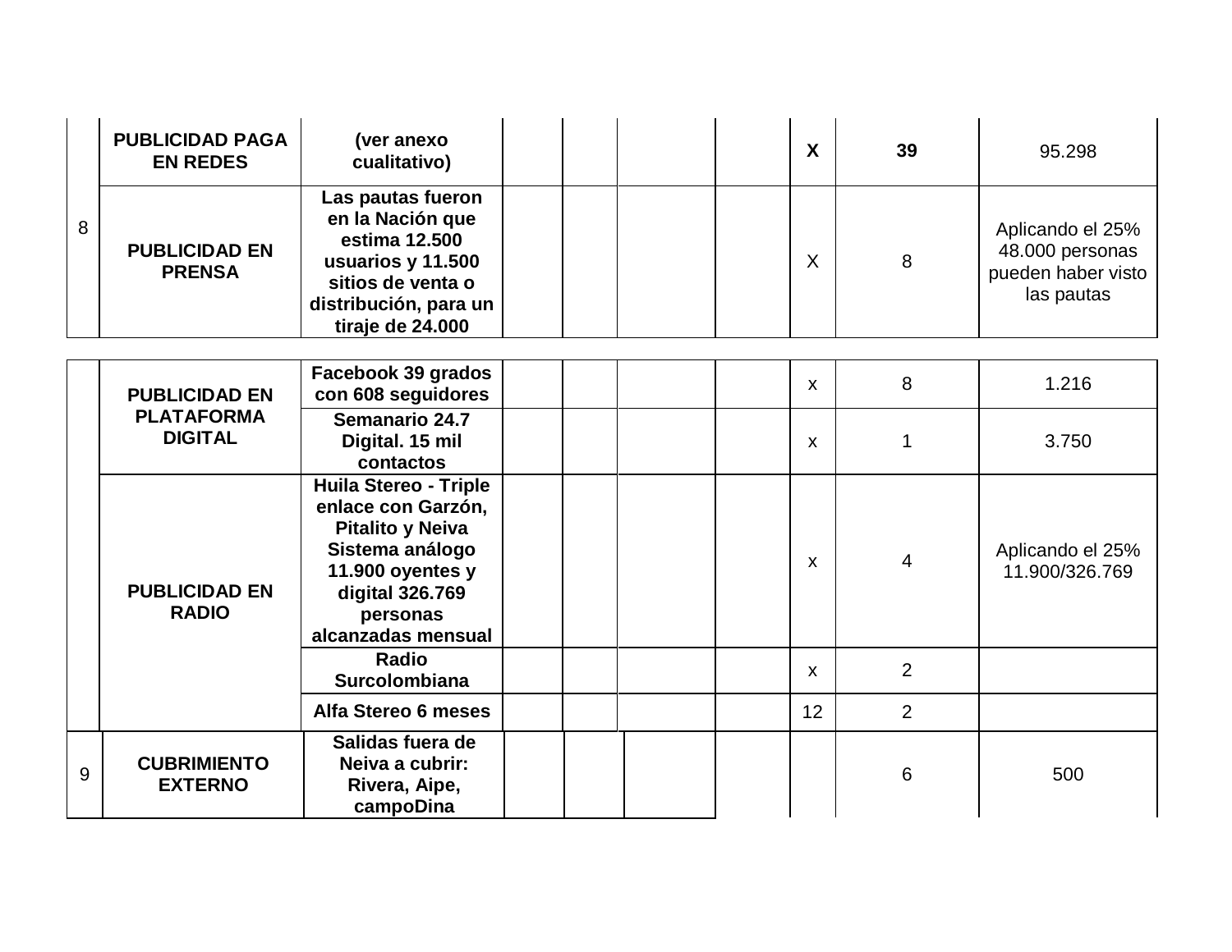| | | | | | | | | | |
|---|---|---|---|---|---|---|---|---|---|
| 8 | **PUBLICIDAD PAGA EN REDES** | **(ver anexo cualitativo)** | | | | | **X** | **39** | 95.298 |
| | **PUBLICIDAD EN PRENSA** | **Las pautas fueron en la Nación que estima 12.500 usuarios y 11.500 sitios de venta o distribución, para un tiraje de 24.000** | | | | | X | 8 | Aplicando el 25% 48.000 personas pueden haber visto las pautas |
| | **PUBLICIDAD EN PLATAFORMA DIGITAL** | **Facebook 39 grados con 608 seguidores** | | | | | x | 8 | 1.216 |
| | | **Semanario 24.7 Digital. 15 mil contactos** | | | | | x | 1 | 3.750 |
| | **PUBLICIDAD EN RADIO** | **Huila Stereo - Triple enlace con Garzón, Pitalito y Neiva Sistema análogo 11.900 oyentes y digital 326.769 personas alcanzadas mensual** | | | | | x | 4 | Aplicando el 25% 11.900/326.769 |
| | | **Radio Surcolombiana** | | | | | x | 2 | |
| | | **Alfa Stereo 6 meses** | | | | | 12 | 2 | |
| 9 | **CUBRIMIENTO EXTERNO** | **Salidas fuera de Neiva a cubrir: Rivera, Aipe, campoDina** | | | | | | 6 | 500 |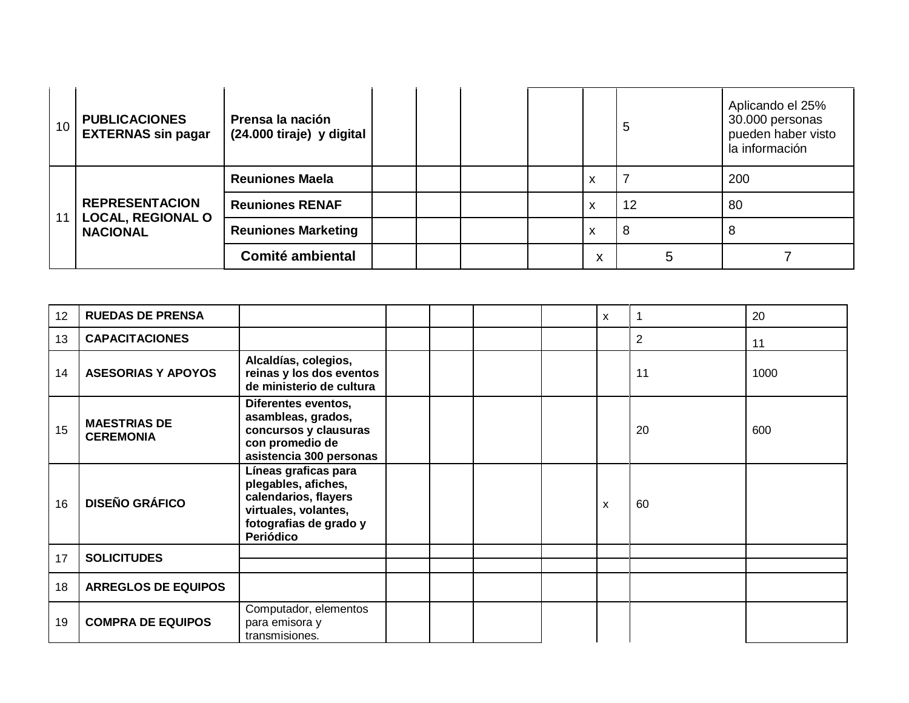| | | | | | | | | | |
|---|---|---|---|---|---|---|---|---|---|
| 10 | **PUBLICACIONES EXTERNAS sin pagar** | **Prensa la nación (24.000 tiraje) y digital** | | | | | | 5 | Aplicando el 25% 30.000 personas pueden haber visto la información |
| 11 | **REPRESENTACION LOCAL, REGIONAL O NACIONAL** | **Reuniones Maela** | | | | | x | 7 | 200 |
| | | **Reuniones RENAF** | | | | | x | 12 | 80 |
| | | **Reuniones Marketing** | | | | | x | 8 | 8 |
| | | **Comité ambiental** | | | | | x | 5 | 7 |

| | | | | | | | | | |
|---|---|---|---|---|---|---|---|---|---|
| 12 | **RUEDAS DE PRENSA** | | | | | | x | 1 | 20 |
| 13 | **CAPACITACIONES** | | | | | | | 2 | 11 |
| 14 | **ASESORIAS Y APOYOS** | **Alcaldías, colegios, reinas y los dos eventos de ministerio de cultura** | | | | | | 11 | 1000 |
| 15 | **MAESTRIAS DE CEREMONIA** | **Diferentes eventos, asambleas, grados, concursos y clausuras con promedio de asistencia 300 personas** | | | | | | 20 | 600 |
| 16 | **DISEÑO GRÁFICO** | **Líneas graficas para plegables, afiches, calendarios, flayers virtuales, volantes, fotografias de grado y Periódico** | | | | | x | 60 | |
| 17 | **SOLICITUDES** | | | | | | | | |
| 18 | **ARREGLOS DE EQUIPOS** | | | | | | | | |
| 19 | **COMPRA DE EQUIPOS** | Computador, elementos para emisora y transmisiones. | | | | | | | |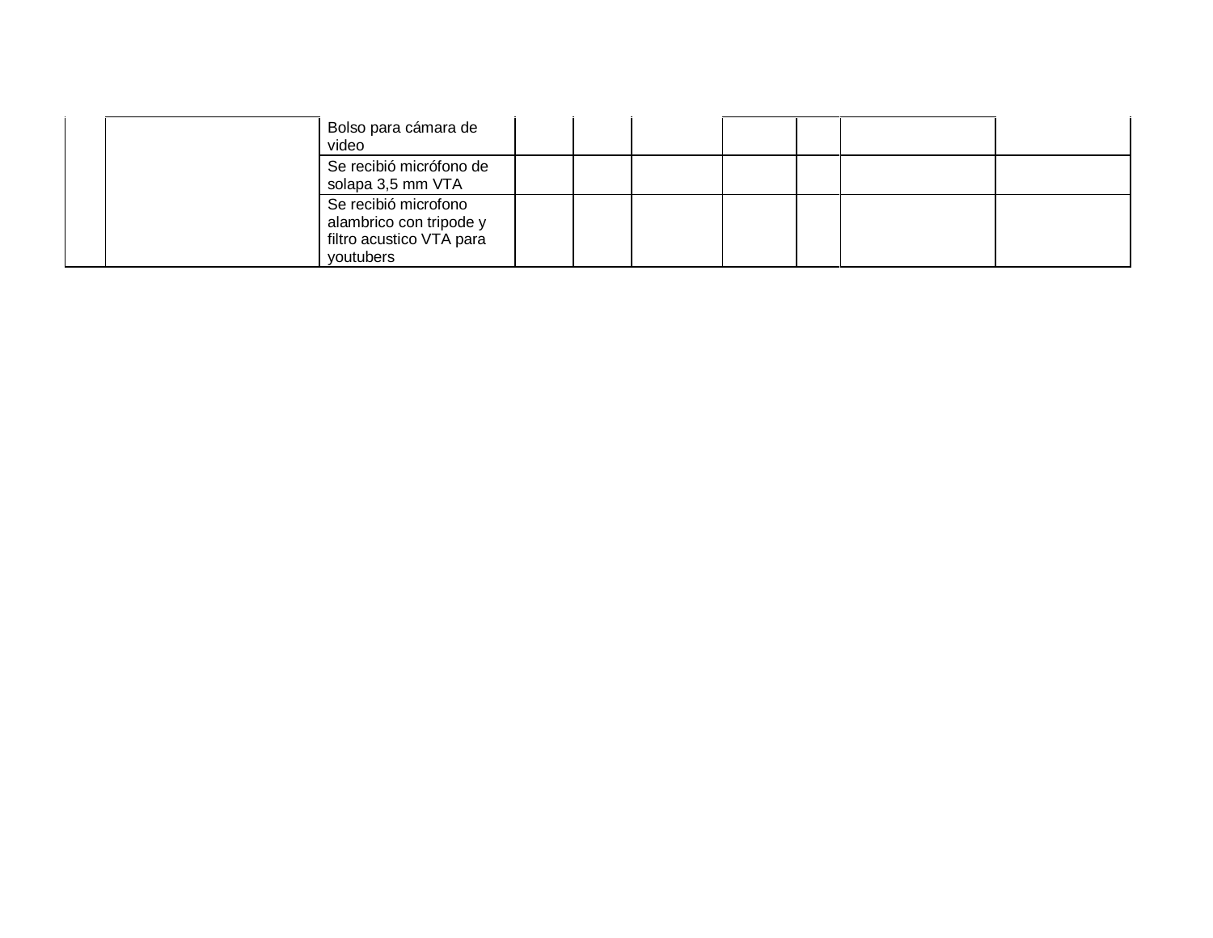| | | | | | | | | | |
|---|---|---|---|---|---|---|---|---|---|
| | | Bolso para cámara de video | | | | | | | |
| | | Se recibió micrófono de solapa 3,5 mm VTA | | | | | | | |
| | | Se recibió microfono alambrico con tripode y filtro acustico VTA para youtubers | | | | | | | |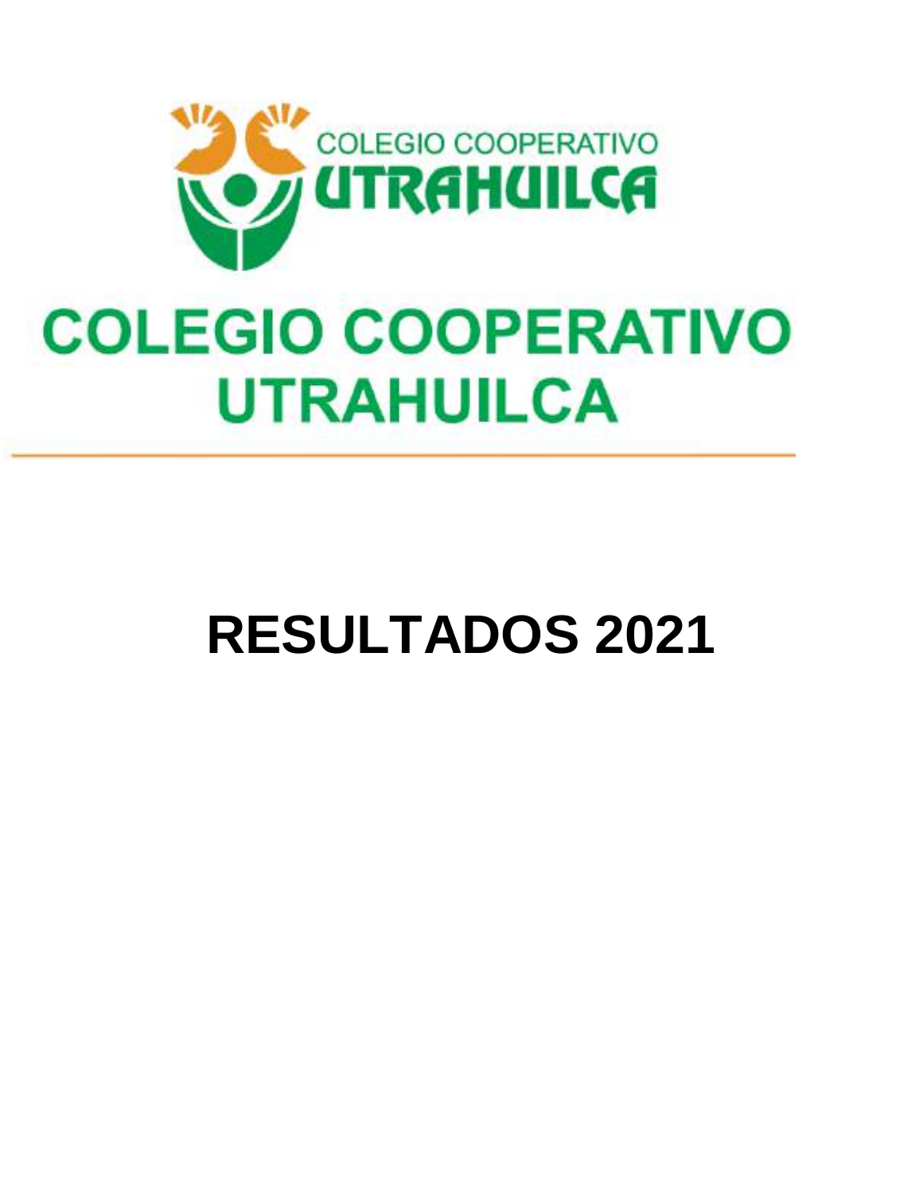# COLEGIO COOPERATIVO UTRAHUILCA

# RESULTADOS 2021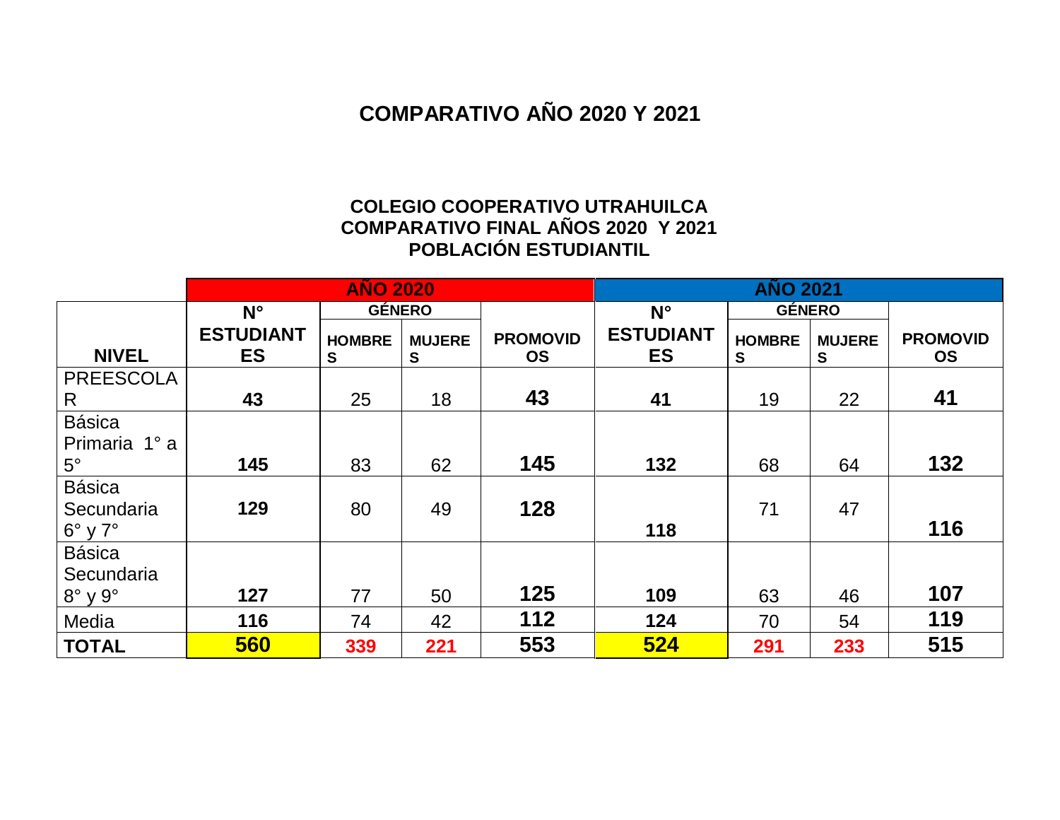# COMPARATIVO AÑO 2020 Y 2021

**COLEGIO COOPERATIVO UTRAHUILCA**
**COMPARATIVO FINAL AÑOS 2020 Y 2021**
**POBLACIÓN ESTUDIANTIL**

| | AÑO 2020 | | | | AÑO 2021 | | | |
|---|---|---|---|---|---|---|---|---|
| **NIVEL** | **N° ESTUDIANTES** | **GÉNERO** | | **PROMOVIDOS** | **N° ESTUDIANTES** | **GÉNERO** | | **PROMOVIDOS** |
| | | **HOMBRES** | **MUJERES** | | | **HOMBRES** | **MUJERES** | |
| PREESCOLAR | **43** | 25 | 18 | **43** | **41** | 19 | 22 | **41** |
| Básica Primaria 1° a 5° | **145** | 83 | 62 | **145** | **132** | 68 | 64 | **132** |
| Básica Secundaria 6° y 7° | **129** | 80 | 49 | **128** | **118** | 71 | 47 | **116** |
| Básica Secundaria 8° y 9° | **127** | 77 | 50 | **125** | **109** | 63 | 46 | **107** |
| Media | **116** | 74 | 42 | **112** | **124** | 70 | 54 | **119** |
| **TOTAL** | **560** | **339** | **221** | **553** | **524** | **291** | **233** | **515** |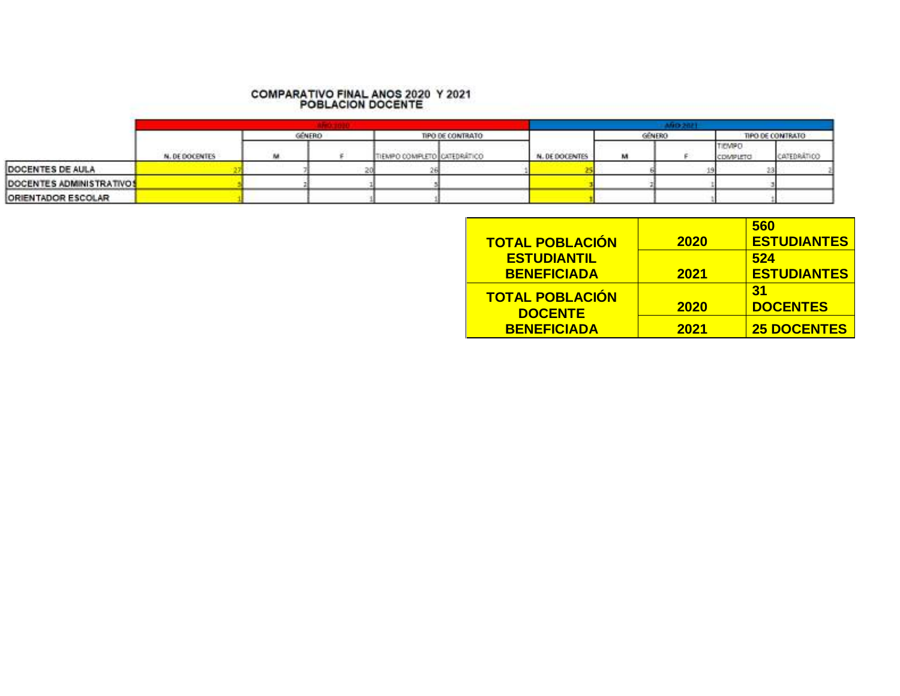**COMPARATIVO FINAL ANOS 2020 Y 2021**
**POBLACION DOCENTE**

| | AÑO 2020 | | | | | AÑO 2021 | | | | |
|---|---|---|---|---|---|---|---|---|---|---|
| | | GÉNERO | | TIPO DE CONTRATO | | | GÉNERO | | TIPO DE CONTRATO | |
| | N. DE DOCENTES | M | F | TIEMPO COMPLETO | CATEDRÁTICO | N. DE DOCENTES | M | F | TIEMPO COMPLETO | CATEDRÁTICO |
| DOCENTES DE AULA | 27 | 7 | 20 | 26 | 1 | 25 | 6 | 19 | 23 | 2 |
| DOCENTES ADMINISTRATIVOS | 3 | 2 | 1 | 3 | | 3 | 2 | 1 | 3 | |
| ORIENTADOR ESCOLAR | 1 | | 1 | 1 | | 1 | | 1 | 1 | |

| | | |
|---|---|---|
| **TOTAL POBLACIÓN ESTUDIANTIL BENEFICIADA** | **2020** | **560 ESTUDIANTES** |
| | **2021** | **524 ESTUDIANTES** |
| **TOTAL POBLACIÓN DOCENTE BENEFICIADA** | **2020** | **31 DOCENTES** |
| | **2021** | **25 DOCENTES** |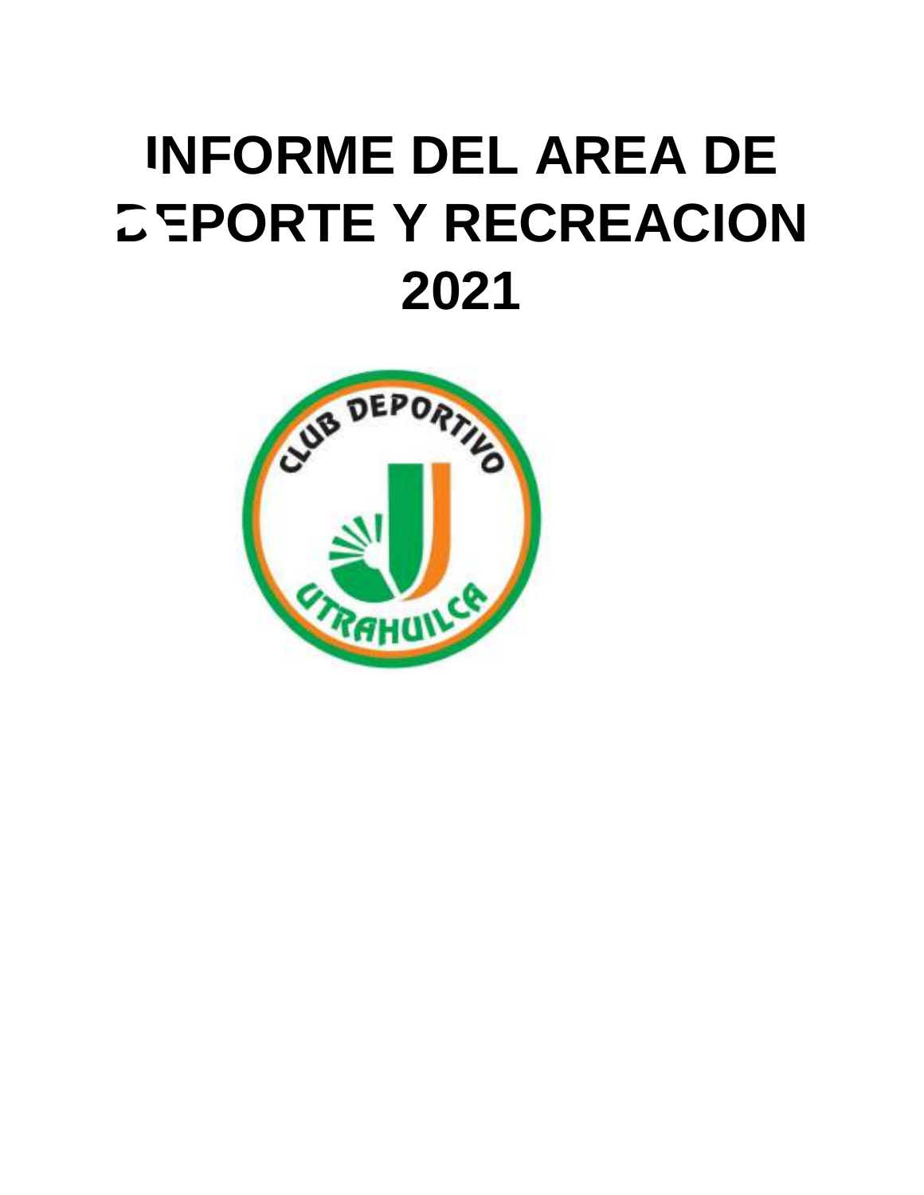# INFORME DEL AREA DE DEPORTE Y RECREACION 2021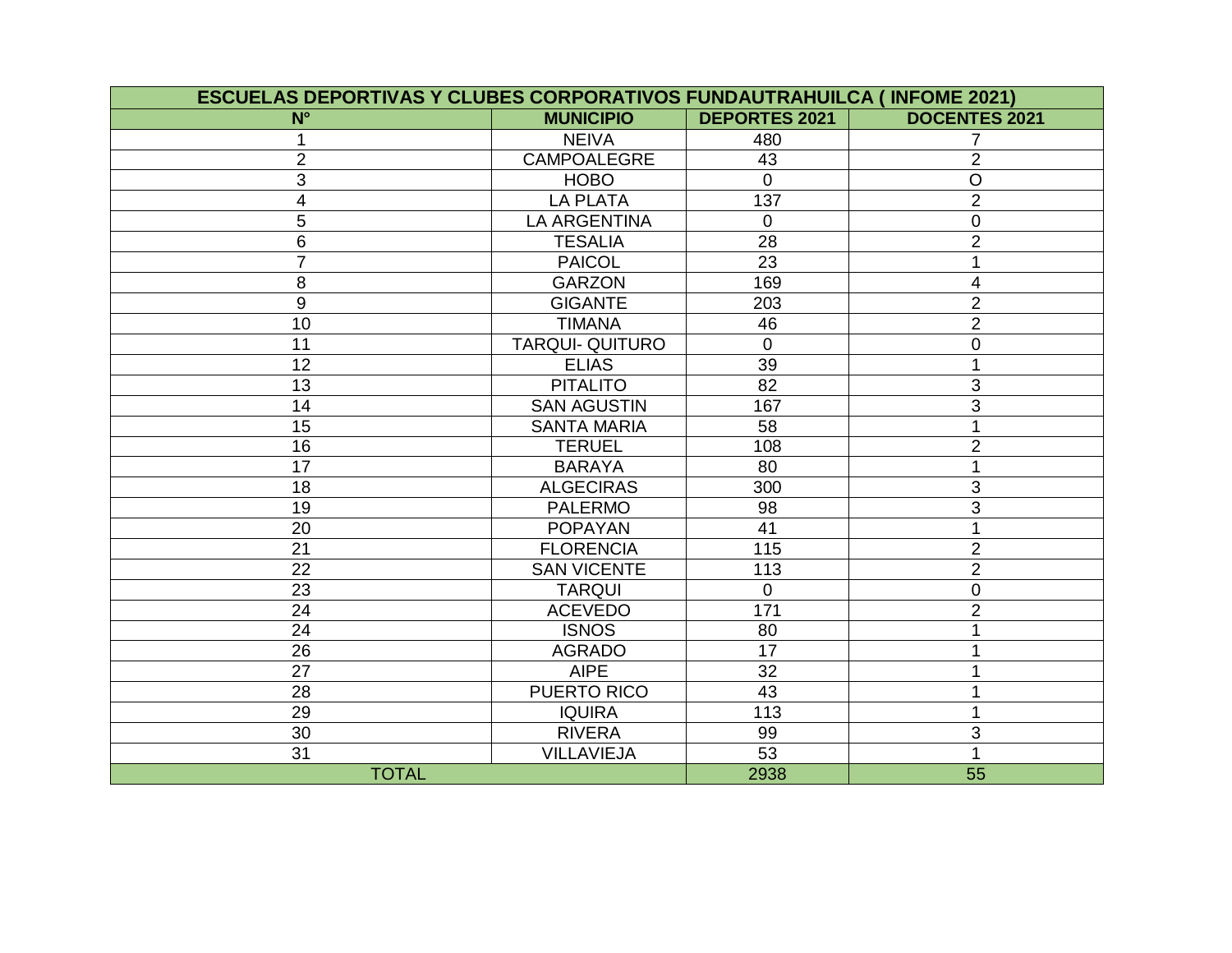| ESCUELAS DEPORTIVAS Y CLUBES CORPORATIVOS FUNDAUTRAHUILCA ( INFOME 2021) | | | |
|---|---|---|---|
| **N°** | **MUNICIPIO** | **DEPORTES 2021** | **DOCENTES 2021** |
| 1 | NEIVA | 480 | 7 |
| 2 | CAMPOALEGRE | 43 | 2 |
| 3 | HOBO | 0 | O |
| 4 | LA PLATA | 137 | 2 |
| 5 | LA ARGENTINA | 0 | 0 |
| 6 | TESALIA | 28 | 2 |
| 7 | PAICOL | 23 | 1 |
| 8 | GARZON | 169 | 4 |
| 9 | GIGANTE | 203 | 2 |
| 10 | TIMANA | 46 | 2 |
| 11 | TARQUI- QUITURO | 0 | 0 |
| 12 | ELIAS | 39 | 1 |
| 13 | PITALITO | 82 | 3 |
| 14 | SAN AGUSTIN | 167 | 3 |
| 15 | SANTA MARIA | 58 | 1 |
| 16 | TERUEL | 108 | 2 |
| 17 | BARAYA | 80 | 1 |
| 18 | ALGECIRAS | 300 | 3 |
| 19 | PALERMO | 98 | 3 |
| 20 | POPAYAN | 41 | 1 |
| 21 | FLORENCIA | 115 | 2 |
| 22 | SAN VICENTE | 113 | 2 |
| 23 | TARQUI | 0 | 0 |
| 24 | ACEVEDO | 171 | 2 |
| 24 | ISNOS | 80 | 1 |
| 26 | AGRADO | 17 | 1 |
| 27 | AIPE | 32 | 1 |
| 28 | PUERTO RICO | 43 | 1 |
| 29 | IQUIRA | 113 | 1 |
| 30 | RIVERA | 99 | 3 |
| 31 | VILLAVIEJA | 53 | 1 |
| TOTAL | | 2938 | 55 |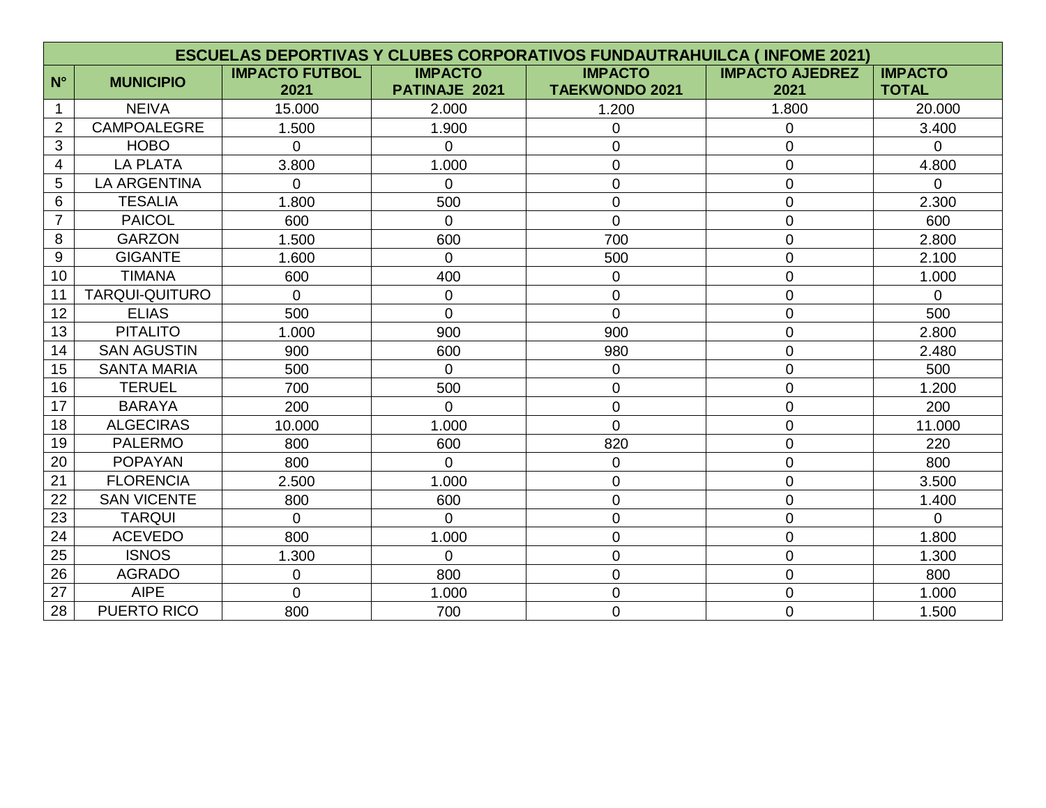| ESCUELAS DEPORTIVAS Y CLUBES CORPORATIVOS FUNDAUTRAHUILCA ( INFOME 2021) | | | | | | |
|---|---|---|---|---|---|---|
| N° | MUNICIPIO | IMPACTO FUTBOL 2021 | IMPACTO PATINAJE 2021 | IMPACTO TAEKWONDO 2021 | IMPACTO AJEDREZ 2021 | IMPACTO TOTAL |
| 1 | NEIVA | 15.000 | 2.000 | 1.200 | 1.800 | 20.000 |
| 2 | CAMPOALEGRE | 1.500 | 1.900 | 0 | 0 | 3.400 |
| 3 | HOBO | 0 | 0 | 0 | 0 | 0 |
| 4 | LA PLATA | 3.800 | 1.000 | 0 | 0 | 4.800 |
| 5 | LA ARGENTINA | 0 | 0 | 0 | 0 | 0 |
| 6 | TESALIA | 1.800 | 500 | 0 | 0 | 2.300 |
| 7 | PAICOL | 600 | 0 | 0 | 0 | 600 |
| 8 | GARZON | 1.500 | 600 | 700 | 0 | 2.800 |
| 9 | GIGANTE | 1.600 | 0 | 500 | 0 | 2.100 |
| 10 | TIMANA | 600 | 400 | 0 | 0 | 1.000 |
| 11 | TARQUI-QUITURO | 0 | 0 | 0 | 0 | 0 |
| 12 | ELIAS | 500 | 0 | 0 | 0 | 500 |
| 13 | PITALITO | 1.000 | 900 | 900 | 0 | 2.800 |
| 14 | SAN AGUSTIN | 900 | 600 | 980 | 0 | 2.480 |
| 15 | SANTA MARIA | 500 | 0 | 0 | 0 | 500 |
| 16 | TERUEL | 700 | 500 | 0 | 0 | 1.200 |
| 17 | BARAYA | 200 | 0 | 0 | 0 | 200 |
| 18 | ALGECIRAS | 10.000 | 1.000 | 0 | 0 | 11.000 |
| 19 | PALERMO | 800 | 600 | 820 | 0 | 220 |
| 20 | POPAYAN | 800 | 0 | 0 | 0 | 800 |
| 21 | FLORENCIA | 2.500 | 1.000 | 0 | 0 | 3.500 |
| 22 | SAN VICENTE | 800 | 600 | 0 | 0 | 1.400 |
| 23 | TARQUI | 0 | 0 | 0 | 0 | 0 |
| 24 | ACEVEDO | 800 | 1.000 | 0 | 0 | 1.800 |
| 25 | ISNOS | 1.300 | 0 | 0 | 0 | 1.300 |
| 26 | AGRADO | 0 | 800 | 0 | 0 | 800 |
| 27 | AIPE | 0 | 1.000 | 0 | 0 | 1.000 |
| 28 | PUERTO RICO | 800 | 700 | 0 | 0 | 1.500 |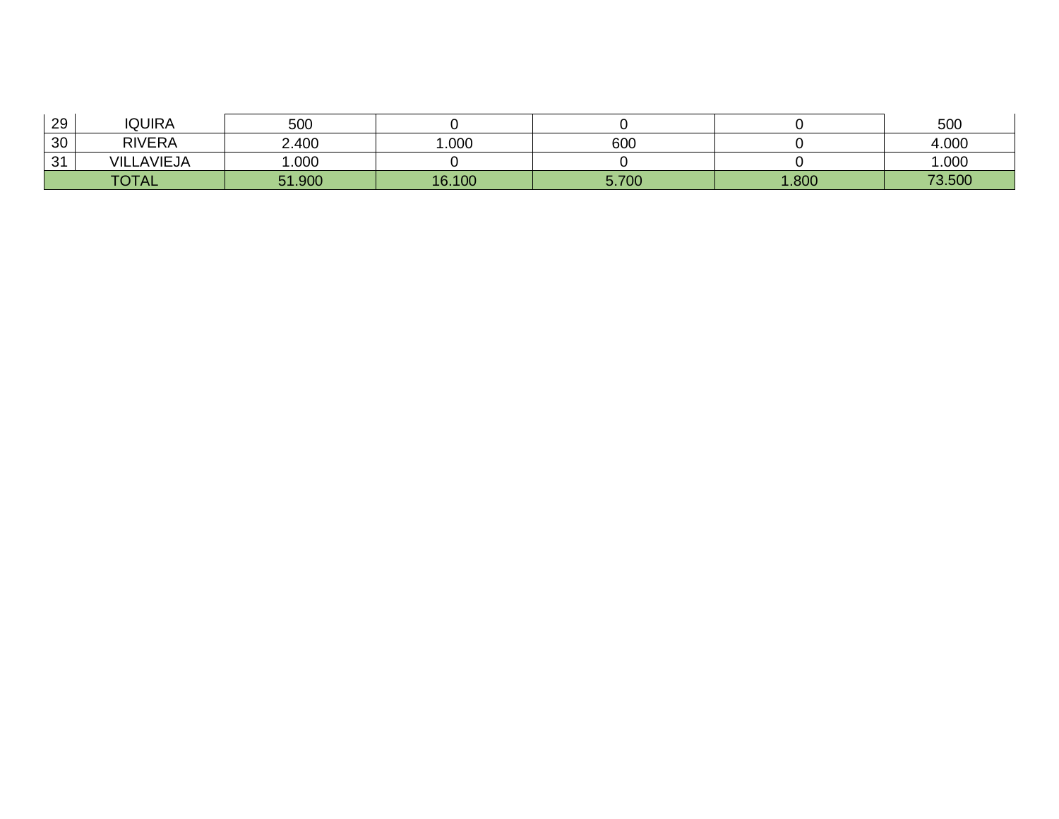| | | | | | | |
|---|---|---|---|---|---|---|
| 29 | IQUIRA | 500 | 0 | 0 | 0 | 500 |
| 30 | RIVERA | 2.400 | 1.000 | 600 | 0 | 4.000 |
| 31 | VILLAVIEJA | 1.000 | 0 | 0 | 0 | 1.000 |
| TOTAL | | 51.900 | 16.100 | 5.700 | 1.800 | 73.500 |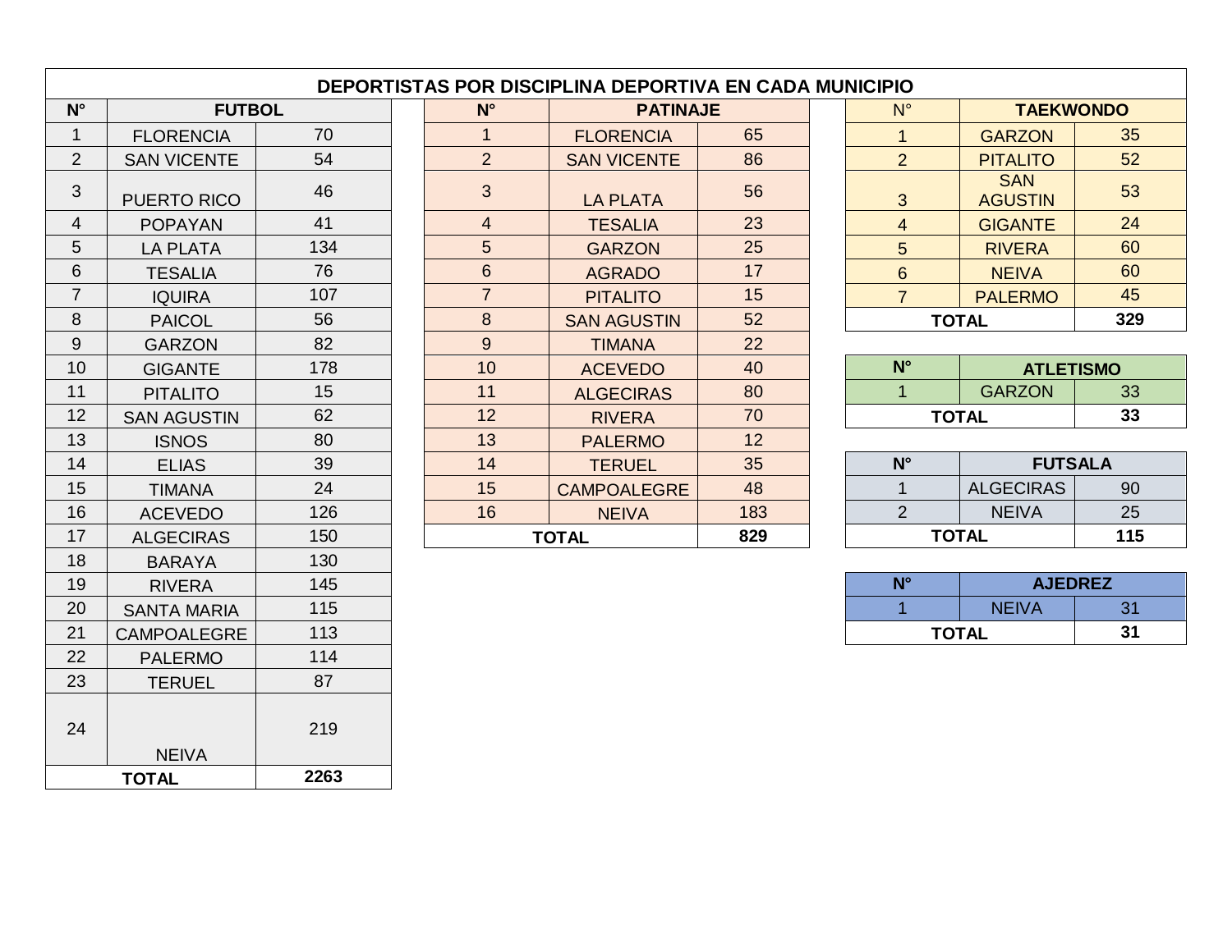# DEPORTISTAS POR DISCIPLINA DEPORTIVA EN CADA MUNICIPIO

| N° | FUTBOL | |
|---|---|---|
| 1 | FLORENCIA | 70 |
| 2 | SAN VICENTE | 54 |
| 3 | PUERTO RICO | 46 |
| 4 | POPAYAN | 41 |
| 5 | LA PLATA | 134 |
| 6 | TESALIA | 76 |
| 7 | IQUIRA | 107 |
| 8 | PAICOL | 56 |
| 9 | GARZON | 82 |
| 10 | GIGANTE | 178 |
| 11 | PITALITO | 15 |
| 12 | SAN AGUSTIN | 62 |
| 13 | ISNOS | 80 |
| 14 | ELIAS | 39 |
| 15 | TIMANA | 24 |
| 16 | ACEVEDO | 126 |
| 17 | ALGECIRAS | 150 |
| 18 | BARAYA | 130 |
| 19 | RIVERA | 145 |
| 20 | SANTA MARIA | 115 |
| 21 | CAMPOALEGRE | 113 |
| 22 | PALERMO | 114 |
| 23 | TERUEL | 87 |
| 24 | NEIVA | 219 |
| **TOTAL** | | **2263** |

| N° | PATINAJE | |
|---|---|---|
| 1 | FLORENCIA | 65 |
| 2 | SAN VICENTE | 86 |
| 3 | LA PLATA | 56 |
| 4 | TESALIA | 23 |
| 5 | GARZON | 25 |
| 6 | AGRADO | 17 |
| 7 | PITALITO | 15 |
| 8 | SAN AGUSTIN | 52 |
| 9 | TIMANA | 22 |
| 10 | ACEVEDO | 40 |
| 11 | ALGECIRAS | 80 |
| 12 | RIVERA | 70 |
| 13 | PALERMO | 12 |
| 14 | TERUEL | 35 |
| 15 | CAMPOALEGRE | 48 |
| 16 | NEIVA | 183 |
| **TOTAL** | | **829** |

| N° | TAEKWONDO | |
|---|---|---|
| 1 | GARZON | 35 |
| 2 | PITALITO | 52 |
| 3 | SAN AGUSTIN | 53 |
| 4 | GIGANTE | 24 |
| 5 | RIVERA | 60 |
| 6 | NEIVA | 60 |
| 7 | PALERMO | 45 |
| **TOTAL** | | **329** |

| N° | ATLETISMO | |
|---|---|---|
| 1 | GARZON | 33 |
| **TOTAL** | | **33** |

| N° | FUTSALA | |
|---|---|---|
| 1 | ALGECIRAS | 90 |
| 2 | NEIVA | 25 |
| **TOTAL** | | **115** |

| N° | AJEDREZ | |
|---|---|---|
| 1 | NEIVA | 31 |
| **TOTAL** | | **31** |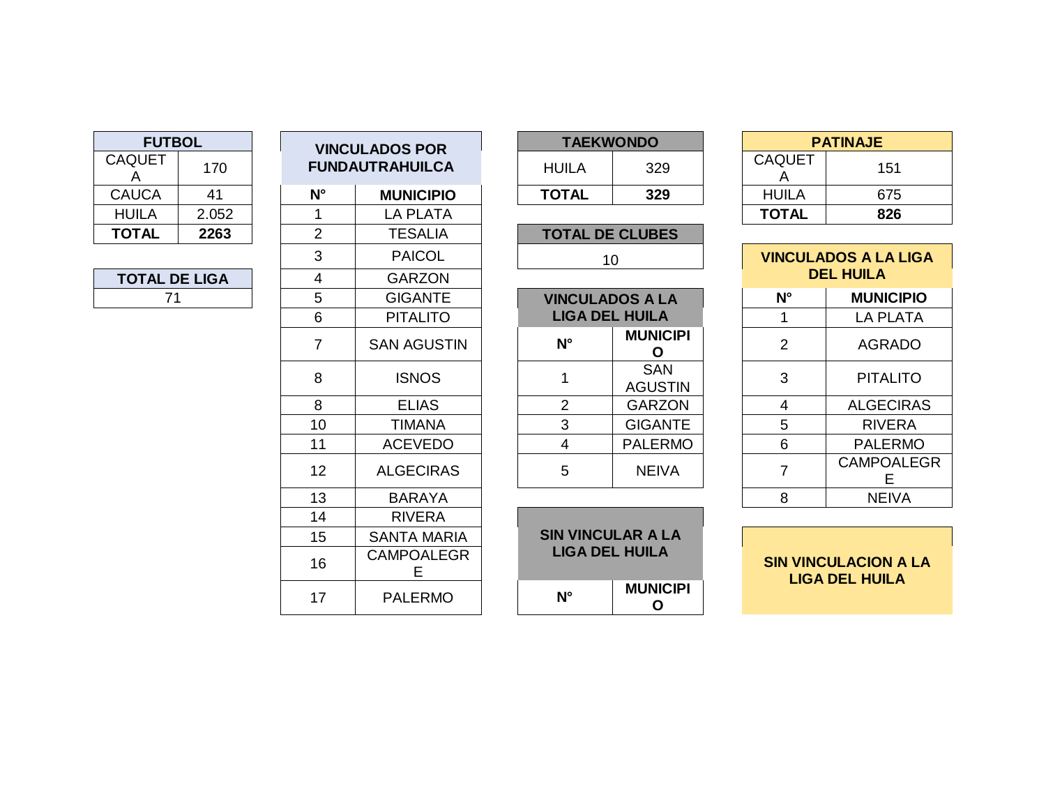| FUTBOL | |
|---|---|
| CAQUETA | 170 |
| CAUCA | 41 |
| HUILA | 2.052 |
| **TOTAL** | **2263** |

| TOTAL DE LIGA |
|---|
| 71 |

| VINCULADOS POR FUNDAUTRAHUILCA | |
|---|---|
| **N°** | **MUNICIPIO** |
| 1 | LA PLATA |
| 2 | TESALIA |
| 3 | PAICOL |
| 4 | GARZON |
| 5 | GIGANTE |
| 6 | PITALITO |
| 7 | SAN AGUSTIN |
| 8 | ISNOS |
| 8 | ELIAS |
| 10 | TIMANA |
| 11 | ACEVEDO |
| 12 | ALGECIRAS |
| 13 | BARAYA |
| 14 | RIVERA |
| 15 | SANTA MARIA |
| 16 | CAMPOALEGRE |
| 17 | PALERMO |

| TAEKWONDO | |
|---|---|
| HUILA | 329 |
| **TOTAL** | **329** |

| TOTAL DE CLUBES |
|---|
| 10 |

| VINCULADOS A LA LIGA DEL HUILA | |
|---|---|
| **N°** | **MUNICIPIO** |
| 1 | SAN AGUSTIN |
| 2 | GARZON |
| 3 | GIGANTE |
| 4 | PALERMO |
| 5 | NEIVA |

| SIN VINCULAR A LA LIGA DEL HUILA | |
|---|---|
| **N°** | **MUNICIPIO** |

| PATINAJE | |
|---|---|
| CAQUETA | 151 |
| HUILA | 675 |
| **TOTAL** | **826** |

| VINCULADOS A LA LIGA DEL HUILA | |
|---|---|
| **N°** | **MUNICIPIO** |
| 1 | LA PLATA |
| 2 | AGRADO |
| 3 | PITALITO |
| 4 | ALGECIRAS |
| 5 | RIVERA |
| 6 | PALERMO |
| 7 | CAMPOALEGRE |
| 8 | NEIVA |

| SIN VINCULACION A LA LIGA DEL HUILA |
|---|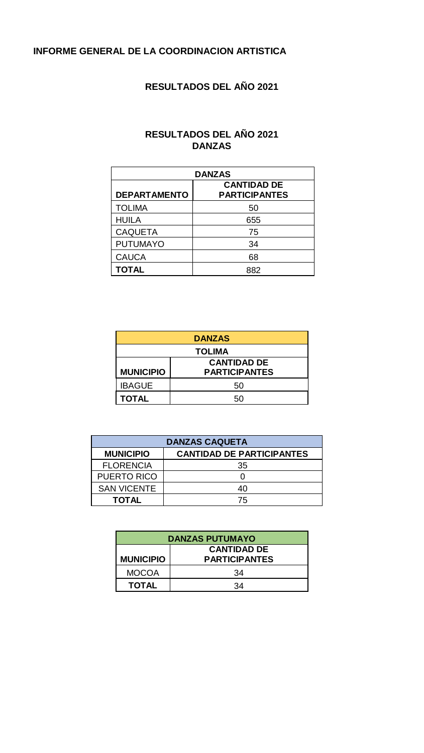**INFORME GENERAL DE LA COORDINACION ARTISTICA**

**RESULTADOS DEL AÑO 2021**

**RESULTADOS DEL AÑO 2021**
**DANZAS**

| DANZAS | |
|---|---|
| **DEPARTAMENTO** | **CANTIDAD DE PARTICIPANTES** |
| TOLIMA | 50 |
| HUILA | 655 |
| CAQUETA | 75 |
| PUTUMAYO | 34 |
| CAUCA | 68 |
| **TOTAL** | 882 |

| DANZAS | |
|---|---|
| **TOLIMA** | |
| **MUNICIPIO** | **CANTIDAD DE PARTICIPANTES** |
| IBAGUE | 50 |
| **TOTAL** | 50 |

| DANZAS CAQUETA | |
|---|---|
| **MUNICIPIO** | **CANTIDAD DE PARTICIPANTES** |
| FLORENCIA | 35 |
| PUERTO RICO | 0 |
| SAN VICENTE | 40 |
| **TOTAL** | 75 |

| DANZAS PUTUMAYO | |
|---|---|
| **MUNICIPIO** | **CANTIDAD DE PARTICIPANTES** |
| MOCOA | 34 |
| **TOTAL** | 34 |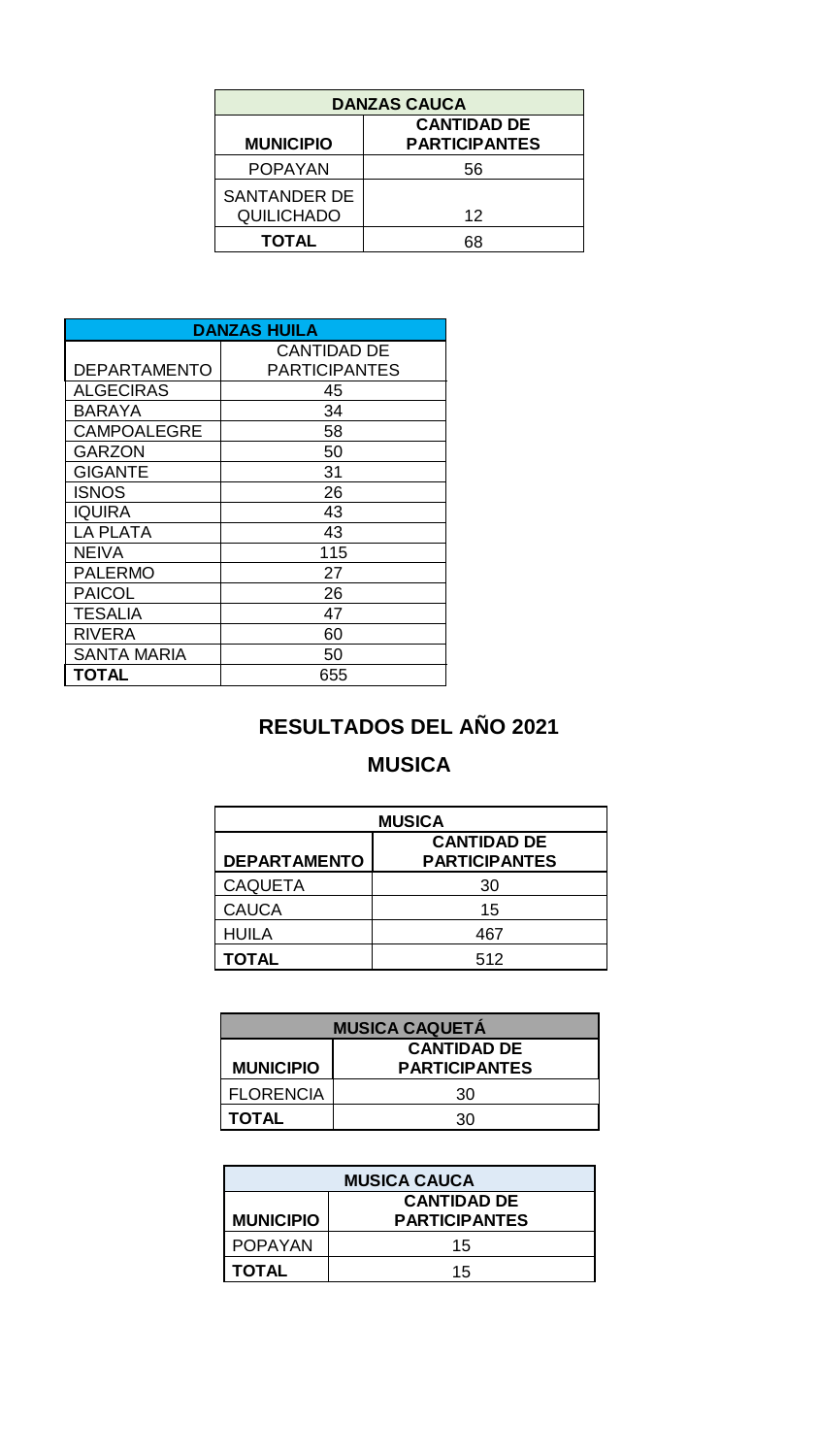| DANZAS CAUCA | |
|---|---|
| **MUNICIPIO** | **CANTIDAD DE PARTICIPANTES** |
| POPAYAN | 56 |
| SANTANDER DE QUILICHADO | 12 |
| **TOTAL** | 68 |

| DANZAS HUILA | |
|---|---|
| DEPARTAMENTO | CANTIDAD DE PARTICIPANTES |
| ALGECIRAS | 45 |
| BARAYA | 34 |
| CAMPOALEGRE | 58 |
| GARZON | 50 |
| GIGANTE | 31 |
| ISNOS | 26 |
| IQUIRA | 43 |
| LA PLATA | 43 |
| NEIVA | 115 |
| PALERMO | 27 |
| PAICOL | 26 |
| TESALIA | 47 |
| RIVERA | 60 |
| SANTA MARIA | 50 |
| **TOTAL** | 655 |

## RESULTADOS DEL AÑO 2021

## MUSICA

| MUSICA | |
|---|---|
| **DEPARTAMENTO** | **CANTIDAD DE PARTICIPANTES** |
| CAQUETA | 30 |
| CAUCA | 15 |
| HUILA | 467 |
| **TOTAL** | 512 |

| MUSICA CAQUETÁ | |
|---|---|
| **MUNICIPIO** | **CANTIDAD DE PARTICIPANTES** |
| FLORENCIA | 30 |
| **TOTAL** | 30 |

| MUSICA CAUCA | |
|---|---|
| **MUNICIPIO** | **CANTIDAD DE PARTICIPANTES** |
| POPAYAN | 15 |
| **TOTAL** | 15 |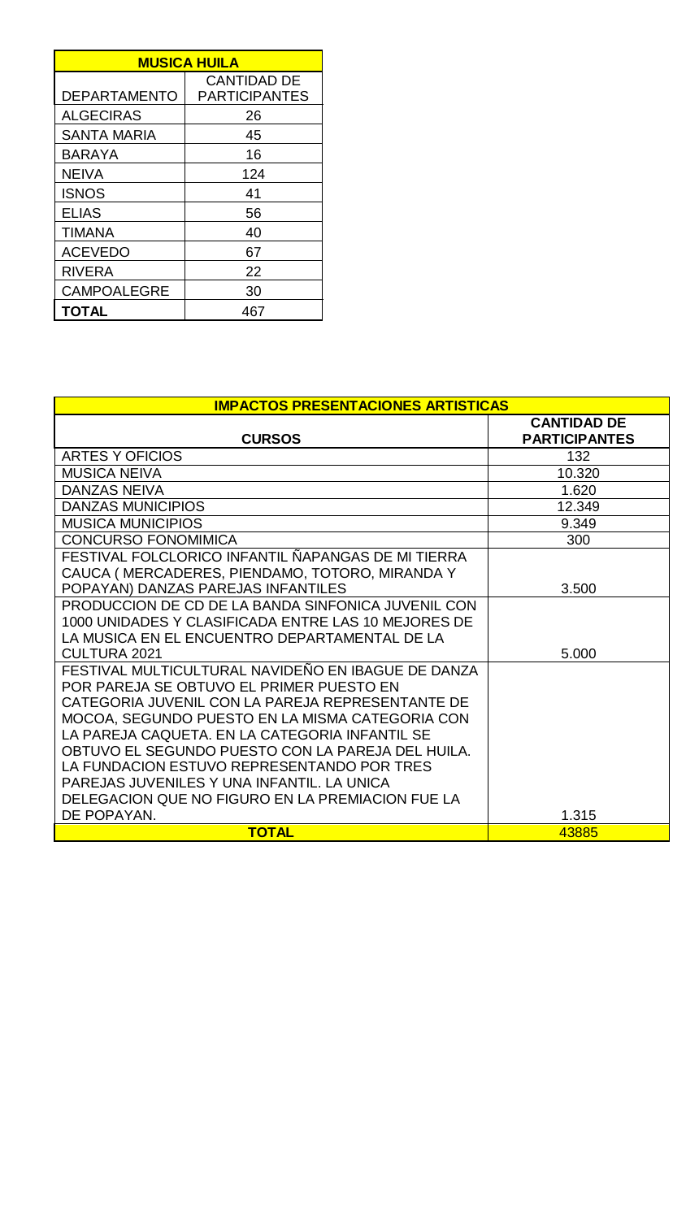| MUSICA HUILA | |
|---|---|
| DEPARTAMENTO | CANTIDAD DE PARTICIPANTES |
| ALGECIRAS | 26 |
| SANTA MARIA | 45 |
| BARAYA | 16 |
| NEIVA | 124 |
| ISNOS | 41 |
| ELIAS | 56 |
| TIMANA | 40 |
| ACEVEDO | 67 |
| RIVERA | 22 |
| CAMPOALEGRE | 30 |
| **TOTAL** | 467 |

| IMPACTOS PRESENTACIONES ARTISTICAS | |
|---|---|
| **CURSOS** | **CANTIDAD DE PARTICIPANTES** |
| ARTES Y OFICIOS | 132 |
| MUSICA NEIVA | 10.320 |
| DANZAS NEIVA | 1.620 |
| DANZAS MUNICIPIOS | 12.349 |
| MUSICA MUNICIPIOS | 9.349 |
| CONCURSO FONOMIMICA | 300 |
| FESTIVAL FOLCLORICO INFANTIL ÑAPANGAS DE MI TIERRA CAUCA ( MERCADERES, PIENDAMO, TOTORO, MIRANDA Y POPAYAN) DANZAS PAREJAS INFANTILES | 3.500 |
| PRODUCCION DE CD DE LA BANDA SINFONICA JUVENIL CON 1000 UNIDADES Y CLASIFICADA ENTRE LAS 10 MEJORES DE LA MUSICA EN EL ENCUENTRO DEPARTAMENTAL DE LA CULTURA 2021 | 5.000 |
| FESTIVAL MULTICULTURAL NAVIDEÑO EN IBAGUE DE DANZA POR PAREJA SE OBTUVO EL PRIMER PUESTO EN CATEGORIA JUVENIL CON LA PAREJA REPRESENTANTE DE MOCOA, SEGUNDO PUESTO EN LA MISMA CATEGORIA CON LA PAREJA CAQUETA. EN LA CATEGORIA INFANTIL SE OBTUVO EL SEGUNDO PUESTO CON LA PAREJA DEL HUILA. LA FUNDACION ESTUVO REPRESENTANDO POR TRES PAREJAS JUVENILES Y UNA INFANTIL. LA UNICA DELEGACION QUE NO FIGURO EN LA PREMIACION FUE LA DE POPAYAN. | 1.315 |
| **TOTAL** | 43885 |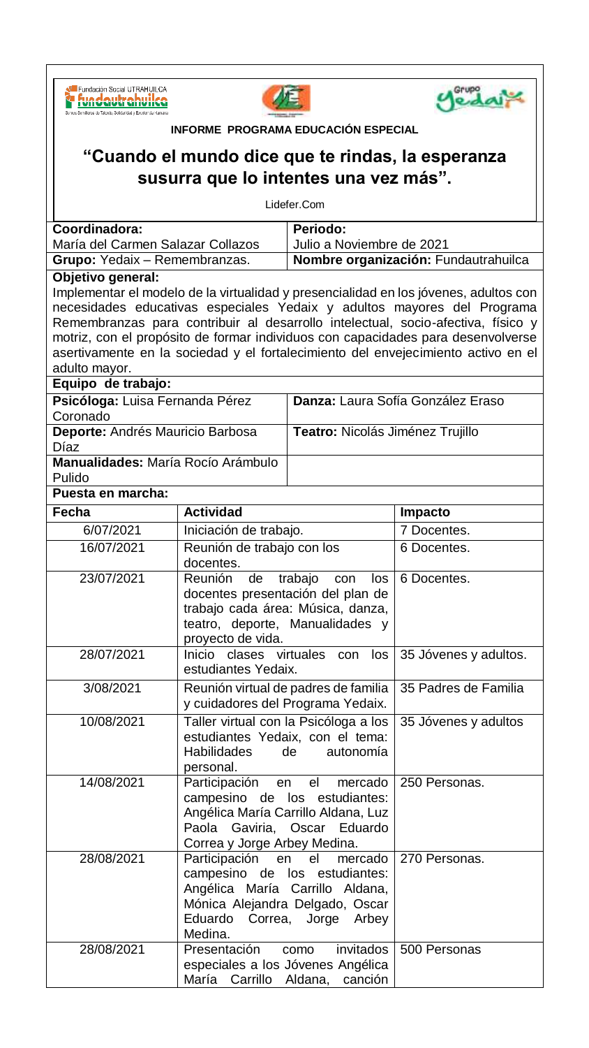Fundación Social UTRAHUILCA
fundautrahuilca

**INFORME PROGRAMA EDUCACIÓN ESPECIAL**

# "Cuando el mundo dice que te rindas, la esperanza susurra que lo intentes una vez más".

Lidefer.Com

| **Coordinadora:** María del Carmen Salazar Collazos | **Periodo:** Julio a Noviembre de 2021 |
|---|---|
| **Grupo:** Yedaix – Remembranzas. | **Nombre organización:** Fundautrahuilca |

**Objetivo general:**
Implementar el modelo de la virtualidad y presencialidad en los jóvenes, adultos con necesidades educativas especiales Yedaix y adultos mayores del Programa Remembranzas para contribuir al desarrollo intelectual, socio-afectiva, físico y motriz, con el propósito de formar individuos con capacidades para desenvolverse asertivamente en la sociedad y el fortalecimiento del envejecimiento activo en el adulto mayor.

**Equipo de trabajo:**

| | |
|---|---|
| **Psicóloga:** Luisa Fernanda Pérez Coronado | **Danza:** Laura Sofía González Eraso |
| **Deporte:** Andrés Mauricio Barbosa Díaz | **Teatro:** Nicolás Jiménez Trujillo |
| **Manualidades:** María Rocío Arámbulo Pulido | |

**Puesta en marcha:**

| **Fecha** | **Actividad** | **Impacto** |
|---|---|---|
| 6/07/2021 | Iniciación de trabajo. | 7 Docentes. |
| 16/07/2021 | Reunión de trabajo con los docentes. | 6 Docentes. |
| 23/07/2021 | Reunión de trabajo con los docentes presentación del plan de trabajo cada área: Música, danza, teatro, deporte, Manualidades y proyecto de vida. | 6 Docentes. |
| 28/07/2021 | Inicio clases virtuales con los estudiantes Yedaix. | 35 Jóvenes y adultos. |
| 3/08/2021 | Reunión virtual de padres de familia y cuidadores del Programa Yedaix. | 35 Padres de Familia |
| 10/08/2021 | Taller virtual con la Psicóloga a los estudiantes Yedaix, con el tema: Habilidades de autonomía personal. | 35 Jóvenes y adultos |
| 14/08/2021 | Participación en el mercado campesino de los estudiantes: Angélica María Carrillo Aldana, Luz Paola Gaviria, Oscar Eduardo Correa y Jorge Arbey Medina. | 250 Personas. |
| 28/08/2021 | Participación en el mercado campesino de los estudiantes: Angélica María Carrillo Aldana, Mónica Alejandra Delgado, Oscar Eduardo Correa, Jorge Arbey Medina. | 270 Personas. |
| 28/08/2021 | Presentación como invitados especiales a los Jóvenes Angélica María Carrillo Aldana, canción | 500 Personas |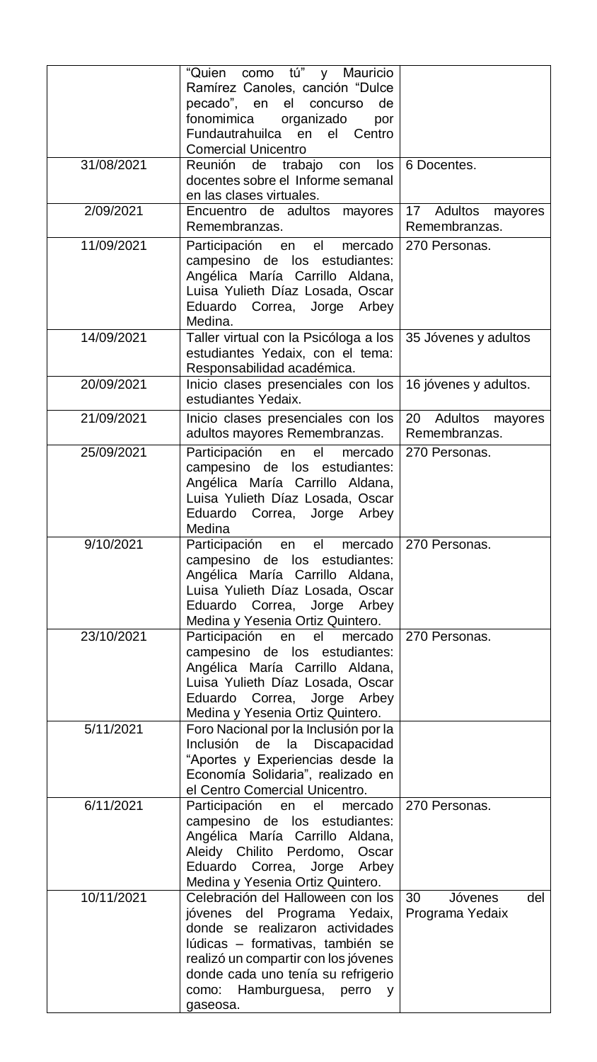| | | |
|---|---|---|
| | "Quien como tú" y Mauricio Ramírez Canoles, canción "Dulce pecado", en el concurso de fonomimica organizado por Fundautrahuilca en el Centro Comercial Unicentro | |
| 31/08/2021 | Reunión de trabajo con los docentes sobre el Informe semanal en las clases virtuales. | 6 Docentes. |
| 2/09/2021 | Encuentro de adultos mayores Remembranzas. | 17 Adultos mayores Remembranzas. |
| 11/09/2021 | Participación en el mercado campesino de los estudiantes: Angélica María Carrillo Aldana, Luisa Yulieth Díaz Losada, Oscar Eduardo Correa, Jorge Arbey Medina. | 270 Personas. |
| 14/09/2021 | Taller virtual con la Psicóloga a los estudiantes Yedaix, con el tema: Responsabilidad académica. | 35 Jóvenes y adultos |
| 20/09/2021 | Inicio clases presenciales con los estudiantes Yedaix. | 16 jóvenes y adultos. |
| 21/09/2021 | Inicio clases presenciales con los adultos mayores Remembranzas. | 20 Adultos mayores Remembranzas. |
| 25/09/2021 | Participación en el mercado campesino de los estudiantes: Angélica María Carrillo Aldana, Luisa Yulieth Díaz Losada, Oscar Eduardo Correa, Jorge Arbey Medina | 270 Personas. |
| 9/10/2021 | Participación en el mercado campesino de los estudiantes: Angélica María Carrillo Aldana, Luisa Yulieth Díaz Losada, Oscar Eduardo Correa, Jorge Arbey Medina y Yesenia Ortiz Quintero. | 270 Personas. |
| 23/10/2021 | Participación en el mercado campesino de los estudiantes: Angélica María Carrillo Aldana, Luisa Yulieth Díaz Losada, Oscar Eduardo Correa, Jorge Arbey Medina y Yesenia Ortiz Quintero. | 270 Personas. |
| 5/11/2021 | Foro Nacional por la Inclusión por la Inclusión de la Discapacidad "Aportes y Experiencias desde la Economía Solidaria", realizado en el Centro Comercial Unicentro. | |
| 6/11/2021 | Participación en el mercado campesino de los estudiantes: Angélica María Carrillo Aldana, Aleidy Chilito Perdomo, Oscar Eduardo Correa, Jorge Arbey Medina y Yesenia Ortiz Quintero. | 270 Personas. |
| 10/11/2021 | Celebración del Halloween con los jóvenes del Programa Yedaix, donde se realizaron actividades lúdicas – formativas, también se realizó un compartir con los jóvenes donde cada uno tenía su refrigerio como: Hamburguesa, perro y gaseosa. | 30 Jóvenes del Programa Yedaix |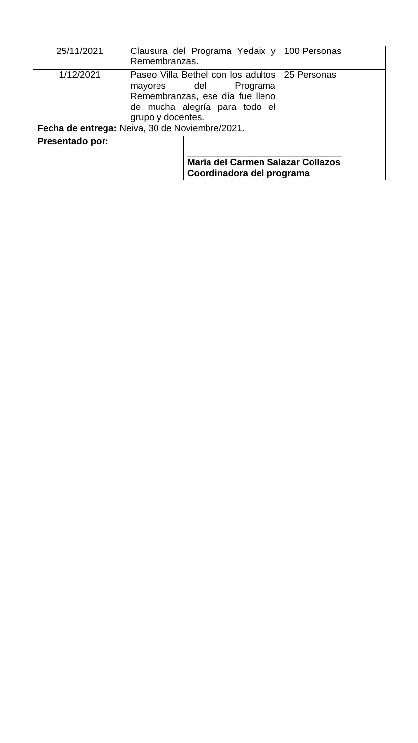| 25/11/2021 | Clausura del Programa Yedaix y Remembranzas. | 100 Personas |
|---|---|---|
| 1/12/2021 | Paseo Villa Bethel con los adultos mayores del Programa Remembranzas, ese día fue lleno de mucha alegría para todo el grupo y docentes. | 25 Personas |
| **Fecha de entrega:** Neiva, 30 de Noviembre/2021. | | |
| **Presentado por:** | _______________________________ **María del Carmen Salazar Collazos** **Coordinadora del programa** | |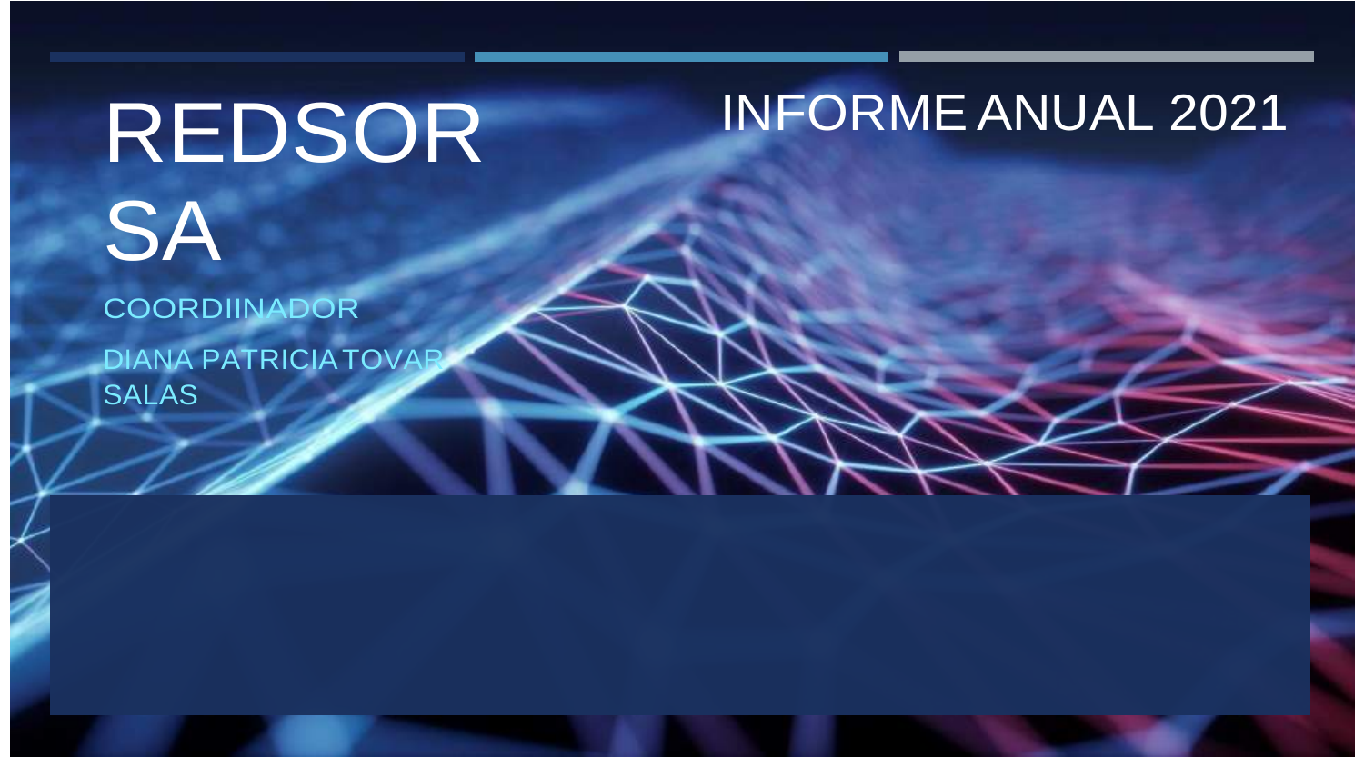# REDSOR SA

## INFORME ANUAL 2021

COORDIINADOR

DIANA PATRICIA TOVAR SALAS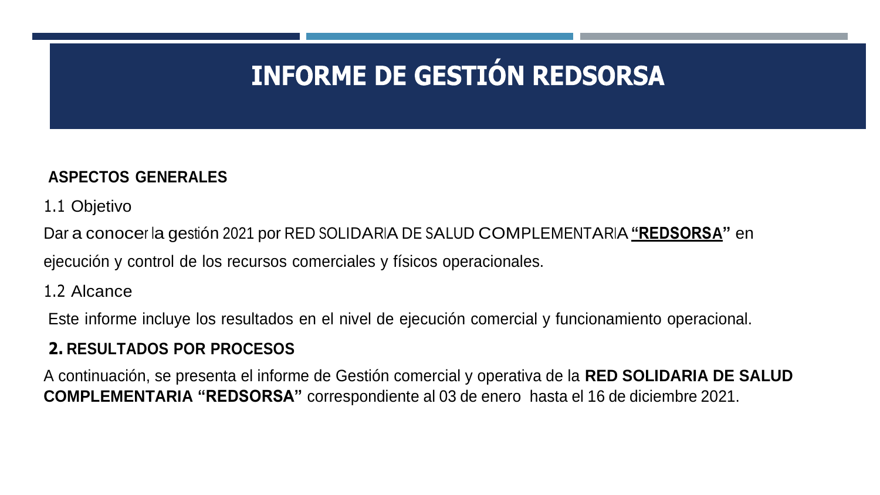# INFORME DE GESTIÓN REDSORSA

**ASPECTOS GENERALES**

1.1 Objetivo

Dar a conocer la gestión 2021 por RED SOLIDARIA DE SALUD COMPLEMENTARIA **"REDSORSA"** en ejecución y control de los recursos comerciales y físicos operacionales.

1.2 Alcance

Este informe incluye los resultados en el nivel de ejecución comercial y funcionamiento operacional.

**2. RESULTADOS POR PROCESOS**

A continuación, se presenta el informe de Gestión comercial y operativa de la **RED SOLIDARIA DE SALUD COMPLEMENTARIA "REDSORSA"** correspondiente al 03 de enero hasta el 16 de diciembre 2021.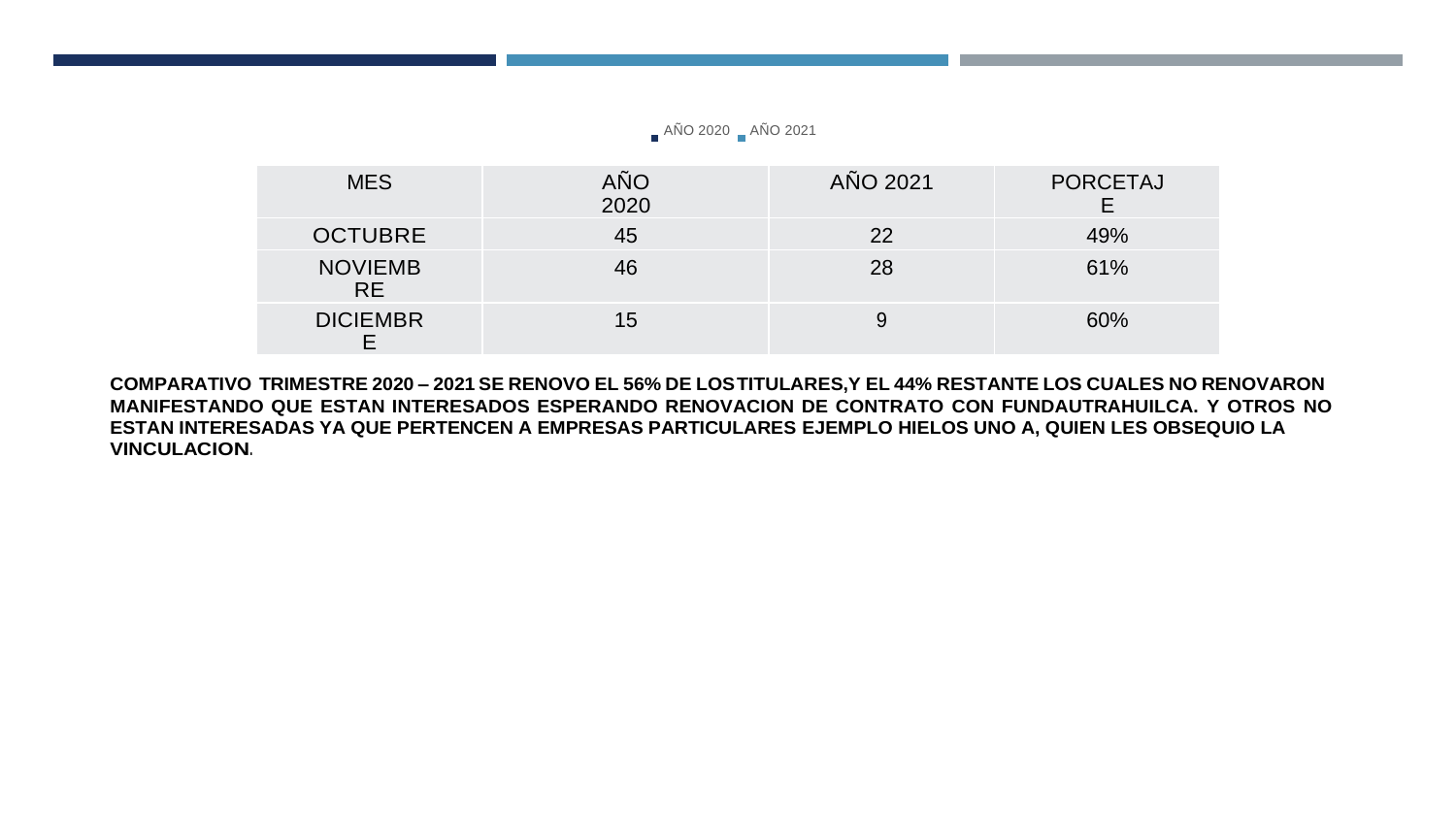AÑO 2020 AÑO 2021

| MES | AÑO 2020 | AÑO 2021 | PORCETAJE |
|---|---|---|---|
| OCTUBRE | 45 | 22 | 49% |
| NOVIEMBRE | 46 | 28 | 61% |
| DICIEMBRE | 15 | 9 | 60% |

**COMPARATIVO TRIMESTRE 2020 – 2021 SE RENOVO EL 56% DE LOSTITULARES,Y EL 44% RESTANTE LOS CUALES NO RENOVARON MANIFESTANDO QUE ESTAN INTERESADOS ESPERANDO RENOVACION DE CONTRATO CON FUNDAUTRAHUILCA. Y OTROS NO ESTAN INTERESADAS YA QUE PERTENCEN A EMPRESAS PARTICULARES EJEMPLO HIELOS UNO A, QUIEN LES OBSEQUIO LA VINCULACION.**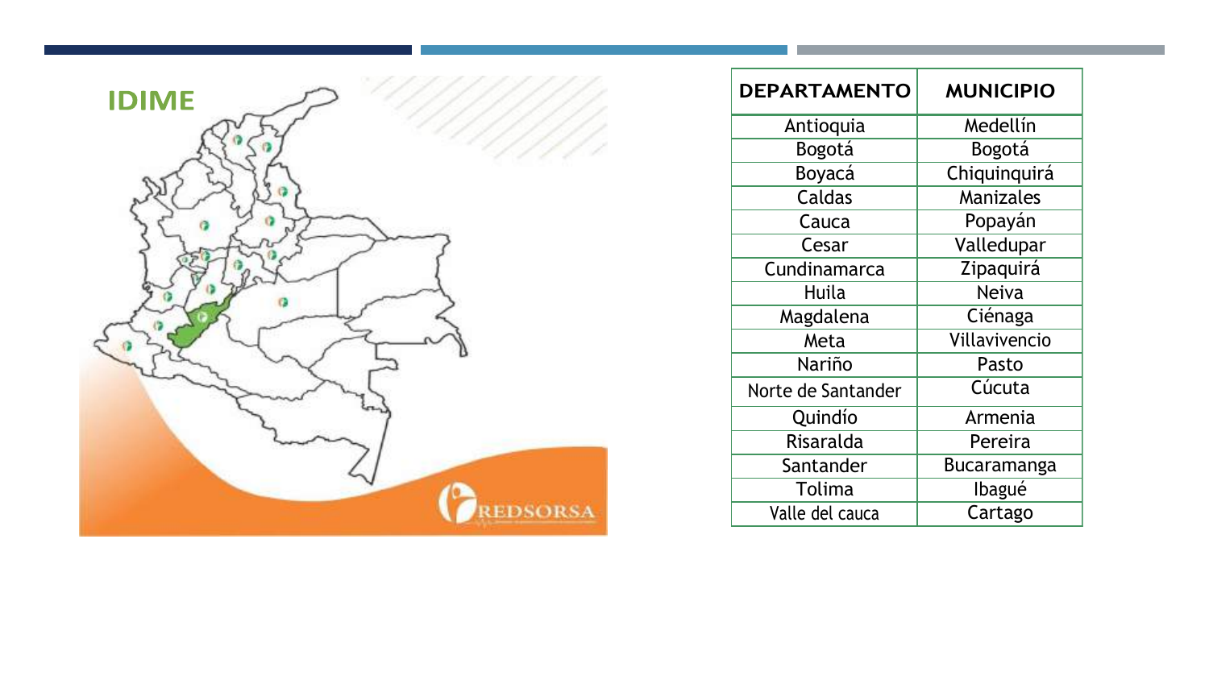IDIME

| DEPARTAMENTO | MUNICIPIO |
|---|---|
| Antioquia | Medellín |
| Bogotá | Bogotá |
| Boyacá | Chiquinquirá |
| Caldas | Manizales |
| Cauca | Popayán |
| Cesar | Valledupar |
| Cundinamarca | Zipaquirá |
| Huila | Neiva |
| Magdalena | Ciénaga |
| Meta | Villavivencio |
| Nariño | Pasto |
| Norte de Santander | Cúcuta |
| Quindío | Armenia |
| Risaralda | Pereira |
| Santander | Bucaramanga |
| Tolima | Ibagué |
| Valle del cauca | Cartago |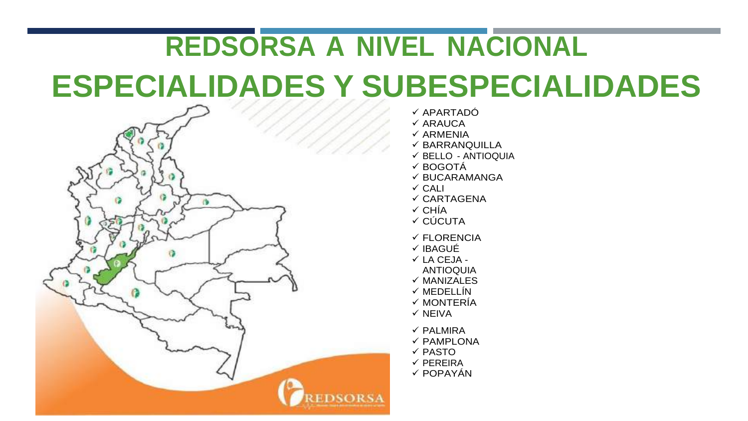# REDSORSA A NIVEL NACIONAL

# ESPECIALIDADES Y SUBESPECIALIDADES

- ✓ APARTADÓ
- ✓ ARAUCA
- ✓ ARMENIA
- ✓ BARRANQUILLA
- ✓ BELLO - ANTIOQUIA
- ✓ BOGOTÁ
- ✓ BUCARAMANGA
- ✓ CALI
- ✓ CARTAGENA
- ✓ CHÍA
- ✓ CÚCUTA
- ✓ FLORENCIA
- ✓ IBAGUÉ
- ✓ LA CEJA - ANTIOQUIA
- ✓ MANIZALES
- ✓ MEDELLÍN
- ✓ MONTERÍA
- ✓ NEIVA
- ✓ PALMIRA
- ✓ PAMPLONA
- ✓ PASTO
- ✓ PEREIRA
- ✓ POPAYÁN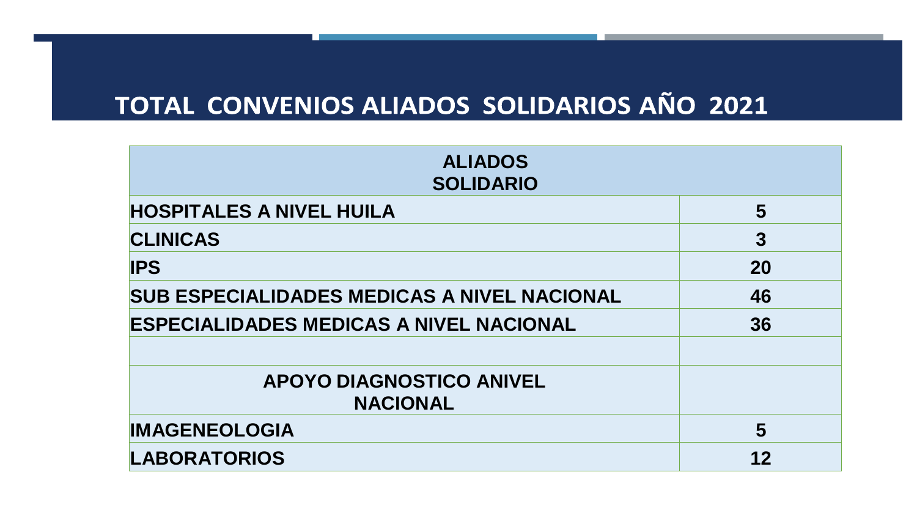# TOTAL CONVENIOS ALIADOS SOLIDARIOS AÑO 2021

| ALIADOS SOLIDARIO | |
|---|---|
| HOSPITALES A NIVEL HUILA | 5 |
| CLINICAS | 3 |
| IPS | 20 |
| SUB ESPECIALIDADES MEDICAS A NIVEL NACIONAL | 46 |
| ESPECIALIDADES MEDICAS A NIVEL NACIONAL | 36 |
| | |
| APOYO DIAGNOSTICO ANIVEL NACIONAL | |
| IMAGENEOLOGIA | 5 |
| LABORATORIOS | 12 |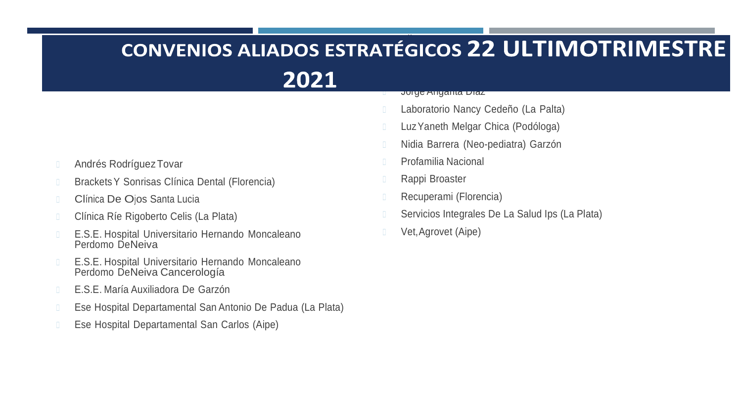# CONVENIOS ALIADOS ESTRATÉGICOS 22 ULTIMOTRIMESTRE 2021

- Andrés Rodríguez Tovar
- Brackets Y Sonrisas Clínica Dental (Florencia)
- Clínica De Ojos Santa Lucia
- Clínica Ríe Rigoberto Celis (La Plata)
- E.S.E. Hospital Universitario Hernando Moncaleano Perdomo DeNeiva
- E.S.E. Hospital Universitario Hernando Moncaleano Perdomo DeNeiva Cancerología
- E.S.E. María Auxiliadora De Garzón
- Ese Hospital Departamental San Antonio De Padua (La Plata)
- Ese Hospital Departamental San Carlos (Aipe)
- Jorge Anganta Díaz
- Laboratorio Nancy Cedeño (La Palta)
- Luz Yaneth Melgar Chica (Podóloga)
- Nidia Barrera (Neo-pediatra) Garzón
- Profamilia Nacional
- Rappi Broaster
- Recuperami (Florencia)
- Servicios Integrales De La Salud Ips (La Plata)
- Vet, Agrovet (Aipe)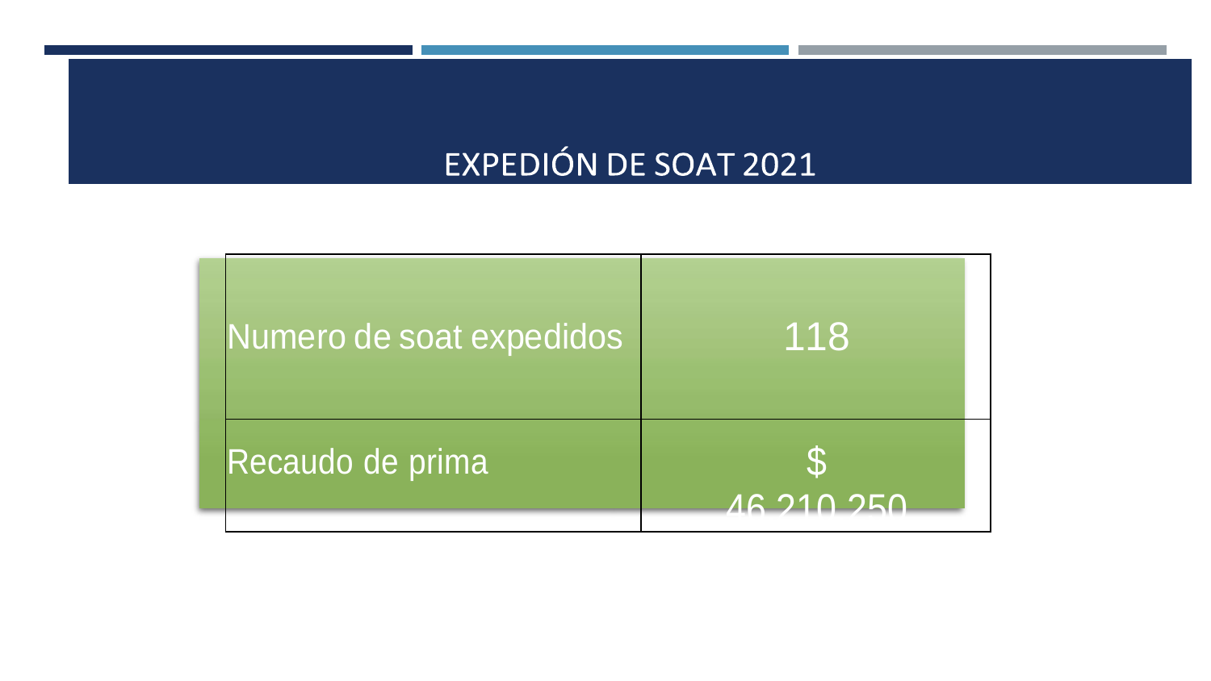# EXPEDIÓN DE SOAT 2021

| Numero de soat expedidos | 118 |
|---|---|
| Recaudo de prima | $ 46.210.250 |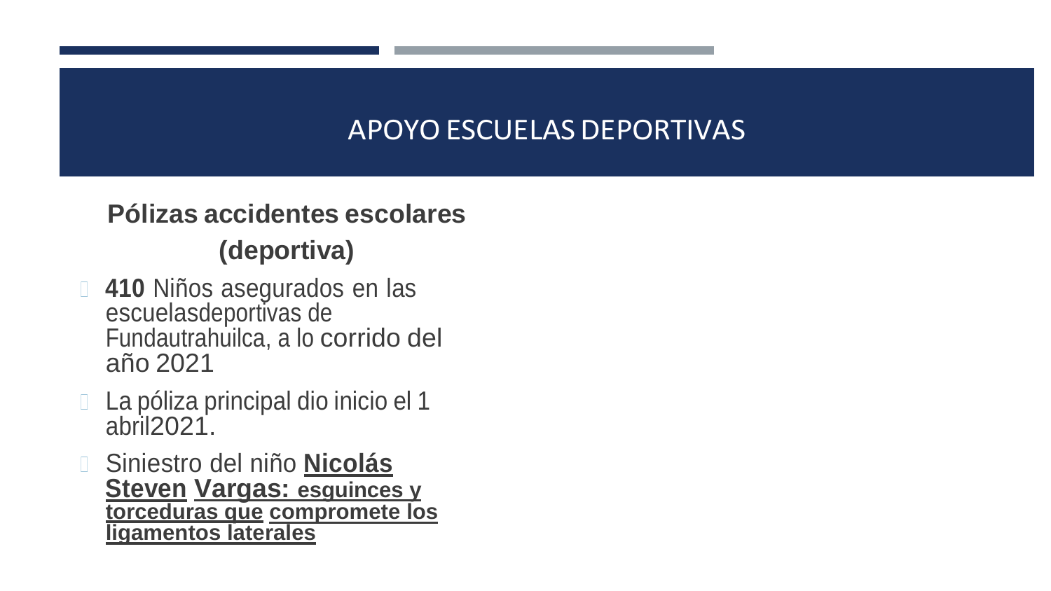# APOYO ESCUELAS DEPORTIVAS

## Pólizas accidentes escolares (deportiva)

- **410** Niños asegurados en las escuelasdeportivas de Fundautrahuilca, a lo corrido del año 2021
- La póliza principal dio inicio el 1 abril2021.
- Siniestro del niño **Nicolás Steven Vargas: esguinces y torceduras que compromete los ligamentos laterales**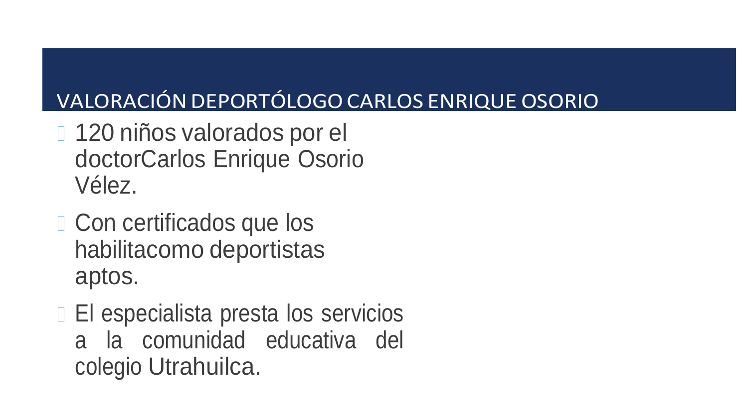## VALORACIÓN DEPORTÓLOGO CARLOS ENRIQUE OSORIO

- 120 niños valorados por el doctorCarlos Enrique Osorio Vélez.
- Con certificados que los habilitacomo deportistas aptos.
- El especialista presta los servicios a la comunidad educativa del colegio Utrahuilca.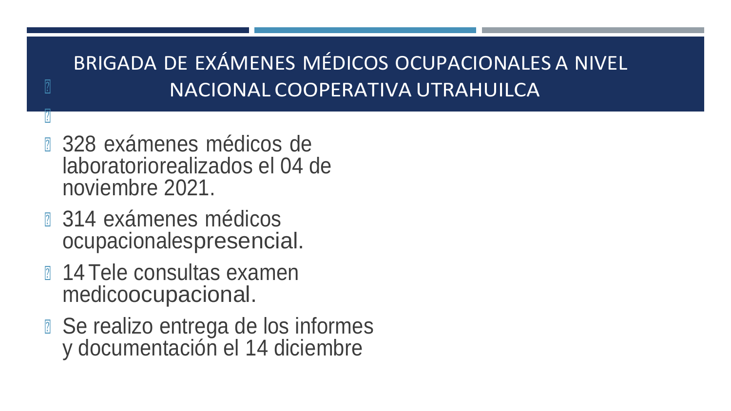# BRIGADA DE EXÁMENES MÉDICOS OCUPACIONALES A NIVEL NACIONAL COOPERATIVA UTRAHUILCA

- 328 exámenes médicos de laboratoriorealizados el 04 de noviembre 2021.
- 314 exámenes médicos ocupacionalespresencial.
- 14 Tele consultas examen medicoocupacional.
- Se realizo entrega de los informes y documentación el 14 diciembre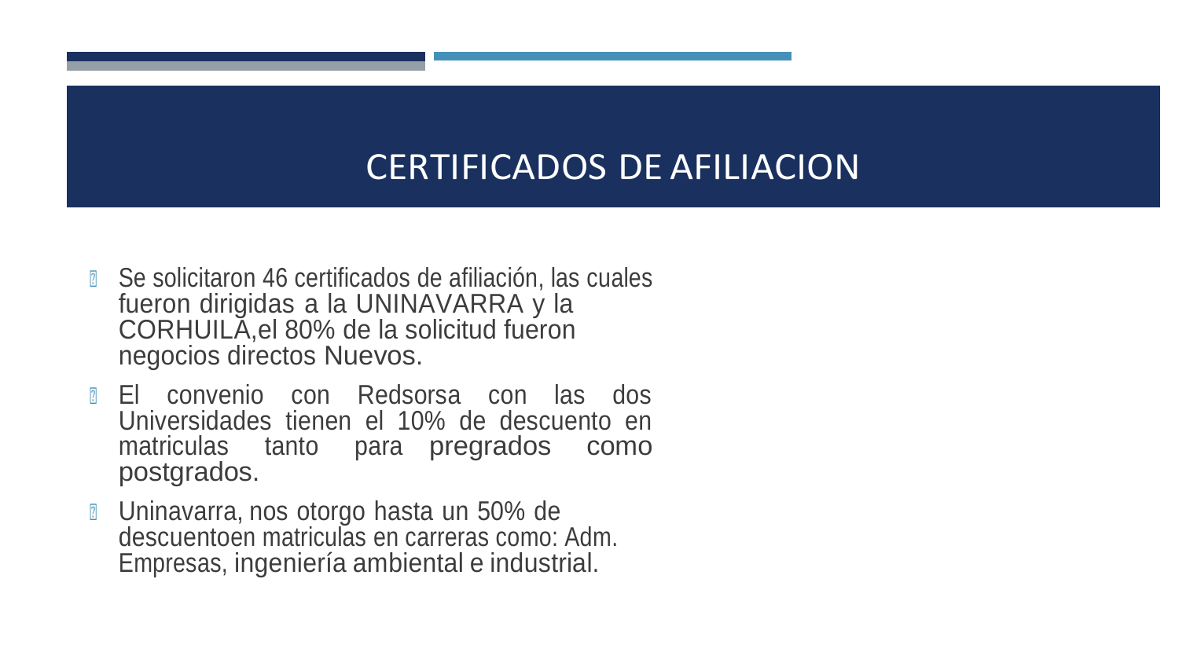# CERTIFICADOS DE AFILIACION

- Se solicitaron 46 certificados de afiliación, las cuales fueron dirigidas a la UNINAVARRA y la CORHUILA,el 80% de la solicitud fueron negocios directos Nuevos.
- El convenio con Redsorsa con las dos Universidades tienen el 10% de descuento en matriculas tanto para pregrados como postgrados.
- Uninavarra, nos otorgo hasta un 50% de descuentoen matriculas en carreras como: Adm. Empresas, ingeniería ambiental e industrial.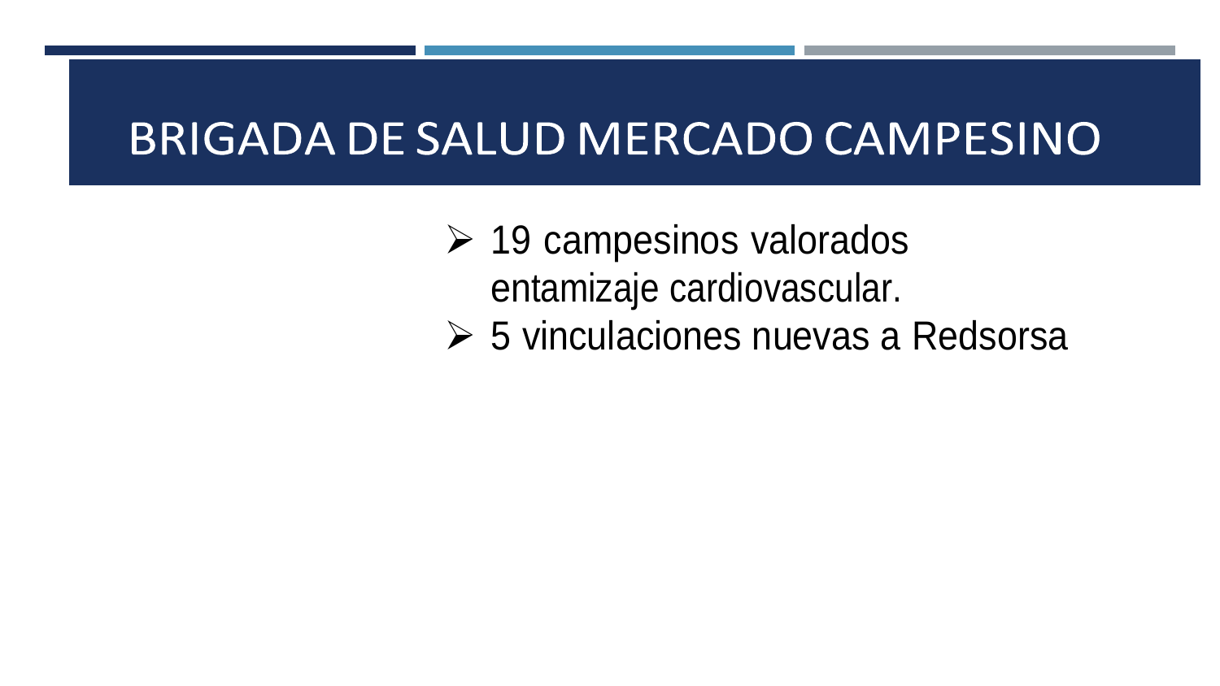# BRIGADA DE SALUD MERCADO CAMPESINO

- 19 campesinos valorados entamizaje cardiovascular.
- 5 vinculaciones nuevas a Redsorsa